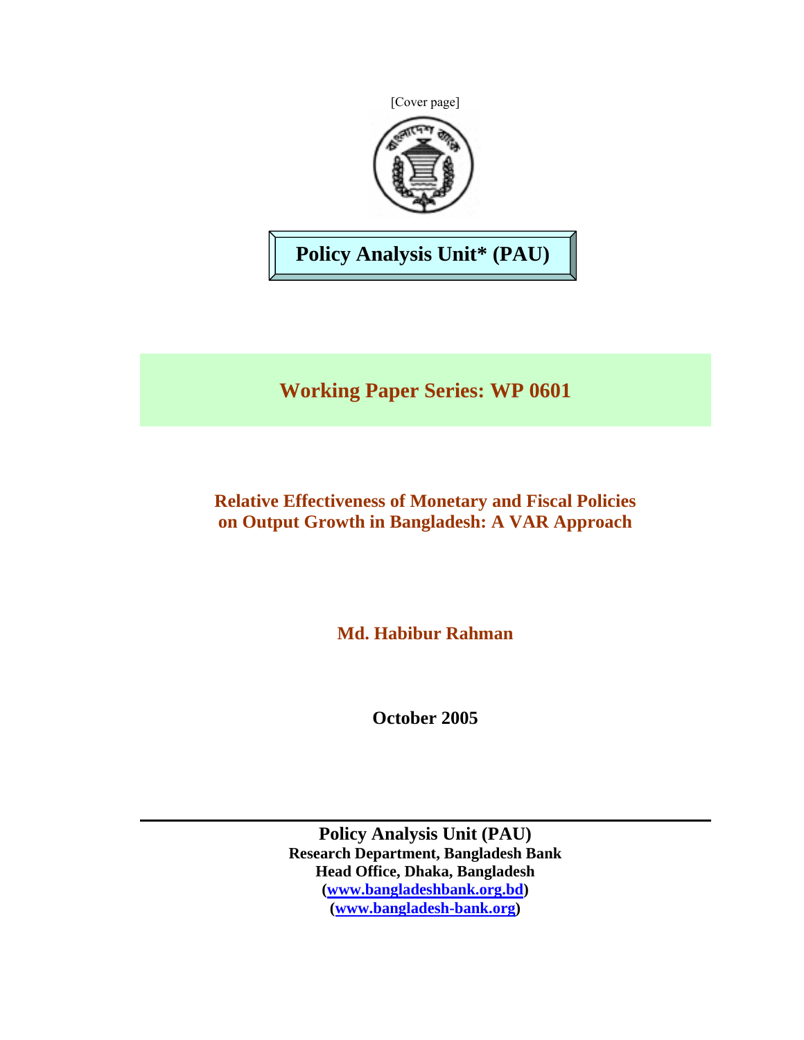[Cover page]

**Policy Analysis Unit* (PAU)**

## Working Paper Series: WP 0601

# Relative Effectiveness of Monetary and Fiscal Policies on Output Growth in Bangladesh: A VAR Approach

**Md. Habibur Rahman**

**October 2005**

---

**Policy Analysis Unit (PAU)**
**Research Department, Bangladesh Bank**
**Head Office, Dhaka, Bangladesh**
**(www.bangladeshbank.org.bd)**
**(www.bangladesh-bank.org)**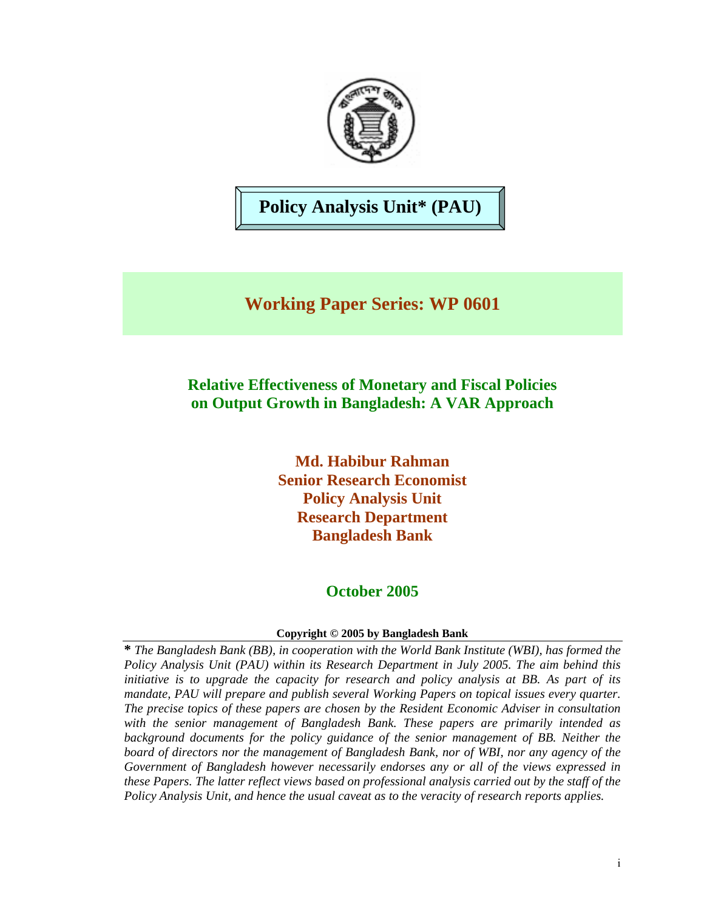**Policy Analysis Unit\* (PAU)**

## Working Paper Series: WP 0601

# Relative Effectiveness of Monetary and Fiscal Policies on Output Growth in Bangladesh: A VAR Approach

**Md. Habibur Rahman**
**Senior Research Economist**
**Policy Analysis Unit**
**Research Department**
**Bangladesh Bank**

**October 2005**

**Copyright © 2005 by Bangladesh Bank**

**\*** *The Bangladesh Bank (BB), in cooperation with the World Bank Institute (WBI), has formed the Policy Analysis Unit (PAU) within its Research Department in July 2005. The aim behind this initiative is to upgrade the capacity for research and policy analysis at BB. As part of its mandate, PAU will prepare and publish several Working Papers on topical issues every quarter. The precise topics of these papers are chosen by the Resident Economic Adviser in consultation with the senior management of Bangladesh Bank. These papers are primarily intended as background documents for the policy guidance of the senior management of BB. Neither the board of directors nor the management of Bangladesh Bank, nor of WBI, nor any agency of the Government of Bangladesh however necessarily endorses any or all of the views expressed in these Papers. The latter reflect views based on professional analysis carried out by the staff of the Policy Analysis Unit, and hence the usual caveat as to the veracity of research reports applies.*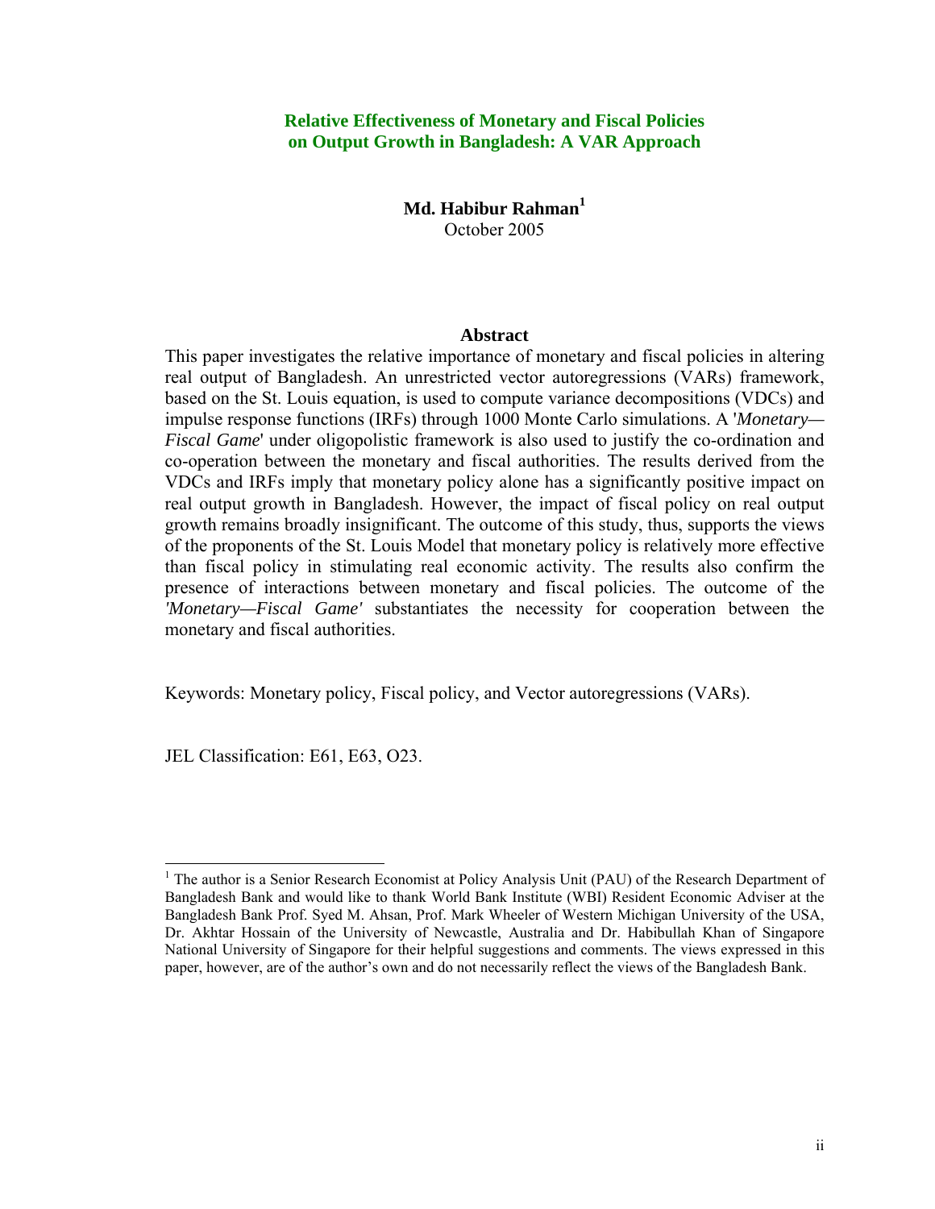# Relative Effectiveness of Monetary and Fiscal Policies on Output Growth in Bangladesh: A VAR Approach

**Md. Habibur Rahman**[1]

October 2005

## Abstract

This paper investigates the relative importance of monetary and fiscal policies in altering real output of Bangladesh. An unrestricted vector autoregressions (VARs) framework, based on the St. Louis equation, is used to compute variance decompositions (VDCs) and impulse response functions (IRFs) through 1000 Monte Carlo simulations. A '*Monetary—Fiscal Game*' under oligopolistic framework is also used to justify the co-ordination and co-operation between the monetary and fiscal authorities. The results derived from the VDCs and IRFs imply that monetary policy alone has a significantly positive impact on real output growth in Bangladesh. However, the impact of fiscal policy on real output growth remains broadly insignificant. The outcome of this study, thus, supports the views of the proponents of the St. Louis Model that monetary policy is relatively more effective than fiscal policy in stimulating real economic activity. The results also confirm the presence of interactions between monetary and fiscal policies. The outcome of the *'Monetary—Fiscal Game'* substantiates the necessity for cooperation between the monetary and fiscal authorities.

Keywords: Monetary policy, Fiscal policy, and Vector autoregressions (VARs).

JEL Classification: E61, E63, O23.

---

[1] The author is a Senior Research Economist at Policy Analysis Unit (PAU) of the Research Department of Bangladesh Bank and would like to thank World Bank Institute (WBI) Resident Economic Adviser at the Bangladesh Bank Prof. Syed M. Ahsan, Prof. Mark Wheeler of Western Michigan University of the USA, Dr. Akhtar Hossain of the University of Newcastle, Australia and Dr. Habibullah Khan of Singapore National University of Singapore for their helpful suggestions and comments. The views expressed in this paper, however, are of the author's own and do not necessarily reflect the views of the Bangladesh Bank.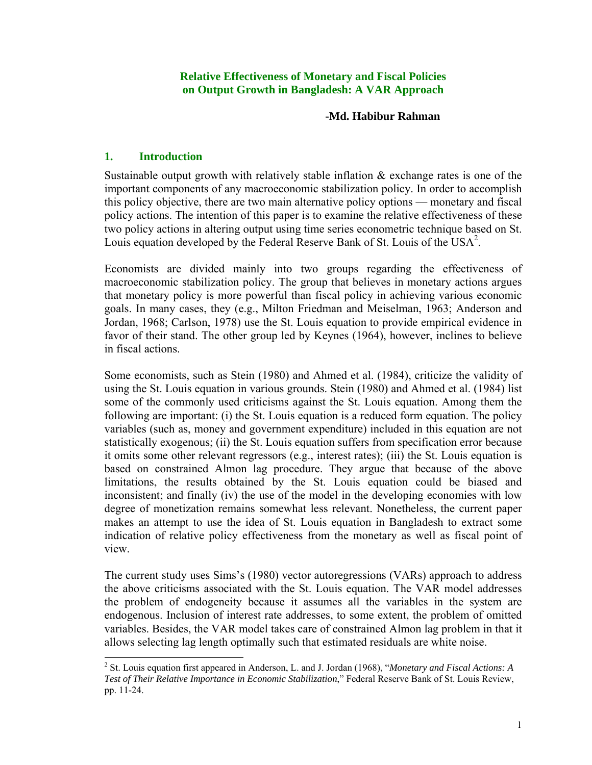**Relative Effectiveness of Monetary and Fiscal Policies on Output Growth in Bangladesh: A VAR Approach**

**-Md. Habibur Rahman**

## 1. Introduction

Sustainable output growth with relatively stable inflation & exchange rates is one of the important components of any macroeconomic stabilization policy. In order to accomplish this policy objective, there are two main alternative policy options — monetary and fiscal policy actions. The intention of this paper is to examine the relative effectiveness of these two policy actions in altering output using time series econometric technique based on St. Louis equation developed by the Federal Reserve Bank of St. Louis of the USA[2].

Economists are divided mainly into two groups regarding the effectiveness of macroeconomic stabilization policy. The group that believes in monetary actions argues that monetary policy is more powerful than fiscal policy in achieving various economic goals. In many cases, they (e.g., Milton Friedman and Meiselman, 1963; Anderson and Jordan, 1968; Carlson, 1978) use the St. Louis equation to provide empirical evidence in favor of their stand. The other group led by Keynes (1964), however, inclines to believe in fiscal actions.

Some economists, such as Stein (1980) and Ahmed et al. (1984), criticize the validity of using the St. Louis equation in various grounds. Stein (1980) and Ahmed et al. (1984) list some of the commonly used criticisms against the St. Louis equation. Among them the following are important: (i) the St. Louis equation is a reduced form equation. The policy variables (such as, money and government expenditure) included in this equation are not statistically exogenous; (ii) the St. Louis equation suffers from specification error because it omits some other relevant regressors (e.g., interest rates); (iii) the St. Louis equation is based on constrained Almon lag procedure. They argue that because of the above limitations, the results obtained by the St. Louis equation could be biased and inconsistent; and finally (iv) the use of the model in the developing economies with low degree of monetization remains somewhat less relevant. Nonetheless, the current paper makes an attempt to use the idea of St. Louis equation in Bangladesh to extract some indication of relative policy effectiveness from the monetary as well as fiscal point of view.

The current study uses Sims's (1980) vector autoregressions (VARs) approach to address the above criticisms associated with the St. Louis equation. The VAR model addresses the problem of endogeneity because it assumes all the variables in the system are endogenous. Inclusion of interest rate addresses, to some extent, the problem of omitted variables. Besides, the VAR model takes care of constrained Almon lag problem in that it allows selecting lag length optimally such that estimated residuals are white noise.

[2] St. Louis equation first appeared in Anderson, L. and J. Jordan (1968), "*Monetary and Fiscal Actions: A Test of Their Relative Importance in Economic Stabilization*," Federal Reserve Bank of St. Louis Review, pp. 11-24.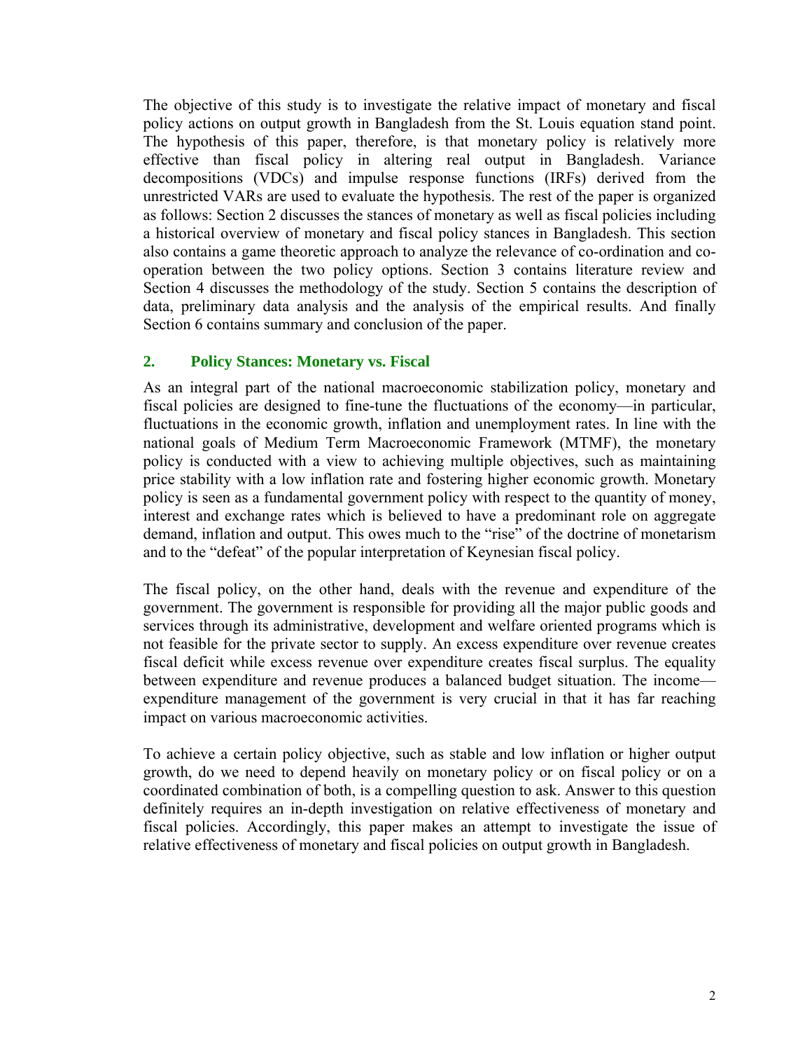The objective of this study is to investigate the relative impact of monetary and fiscal policy actions on output growth in Bangladesh from the St. Louis equation stand point. The hypothesis of this paper, therefore, is that monetary policy is relatively more effective than fiscal policy in altering real output in Bangladesh. Variance decompositions (VDCs) and impulse response functions (IRFs) derived from the unrestricted VARs are used to evaluate the hypothesis. The rest of the paper is organized as follows: Section 2 discusses the stances of monetary as well as fiscal policies including a historical overview of monetary and fiscal policy stances in Bangladesh. This section also contains a game theoretic approach to analyze the relevance of co-ordination and co-operation between the two policy options. Section 3 contains literature review and Section 4 discusses the methodology of the study. Section 5 contains the description of data, preliminary data analysis and the analysis of the empirical results. And finally Section 6 contains summary and conclusion of the paper.

## 2. Policy Stances: Monetary vs. Fiscal

As an integral part of the national macroeconomic stabilization policy, monetary and fiscal policies are designed to fine-tune the fluctuations of the economy—in particular, fluctuations in the economic growth, inflation and unemployment rates. In line with the national goals of Medium Term Macroeconomic Framework (MTMF), the monetary policy is conducted with a view to achieving multiple objectives, such as maintaining price stability with a low inflation rate and fostering higher economic growth. Monetary policy is seen as a fundamental government policy with respect to the quantity of money, interest and exchange rates which is believed to have a predominant role on aggregate demand, inflation and output. This owes much to the "rise" of the doctrine of monetarism and to the "defeat" of the popular interpretation of Keynesian fiscal policy.

The fiscal policy, on the other hand, deals with the revenue and expenditure of the government. The government is responsible for providing all the major public goods and services through its administrative, development and welfare oriented programs which is not feasible for the private sector to supply. An excess expenditure over revenue creates fiscal deficit while excess revenue over expenditure creates fiscal surplus. The equality between expenditure and revenue produces a balanced budget situation. The income—expenditure management of the government is very crucial in that it has far reaching impact on various macroeconomic activities.

To achieve a certain policy objective, such as stable and low inflation or higher output growth, do we need to depend heavily on monetary policy or on fiscal policy or on a coordinated combination of both, is a compelling question to ask. Answer to this question definitely requires an in-depth investigation on relative effectiveness of monetary and fiscal policies. Accordingly, this paper makes an attempt to investigate the issue of relative effectiveness of monetary and fiscal policies on output growth in Bangladesh.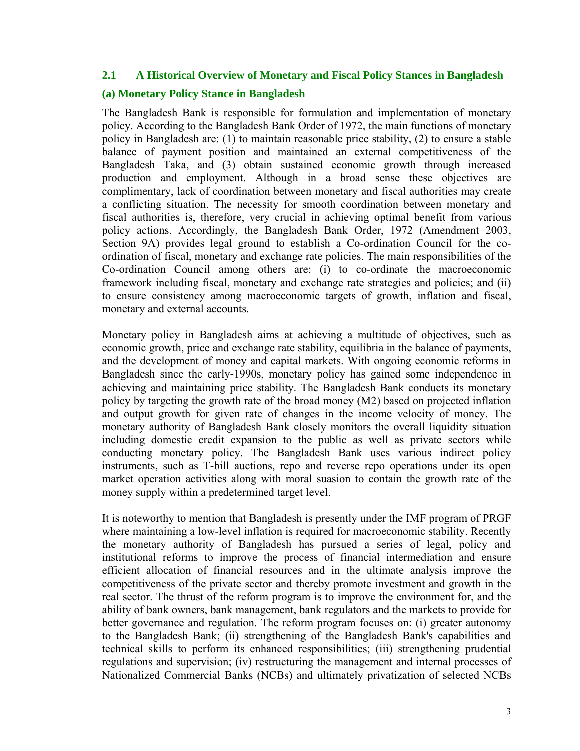## 2.1 A Historical Overview of Monetary and Fiscal Policy Stances in Bangladesh

### (a) Monetary Policy Stance in Bangladesh

The Bangladesh Bank is responsible for formulation and implementation of monetary policy. According to the Bangladesh Bank Order of 1972, the main functions of monetary policy in Bangladesh are: (1) to maintain reasonable price stability, (2) to ensure a stable balance of payment position and maintained an external competitiveness of the Bangladesh Taka, and (3) obtain sustained economic growth through increased production and employment. Although in a broad sense these objectives are complimentary, lack of coordination between monetary and fiscal authorities may create a conflicting situation. The necessity for smooth coordination between monetary and fiscal authorities is, therefore, very crucial in achieving optimal benefit from various policy actions. Accordingly, the Bangladesh Bank Order, 1972 (Amendment 2003, Section 9A) provides legal ground to establish a Co-ordination Council for the co-ordination of fiscal, monetary and exchange rate policies. The main responsibilities of the Co-ordination Council among others are: (i) to co-ordinate the macroeconomic framework including fiscal, monetary and exchange rate strategies and policies; and (ii) to ensure consistency among macroeconomic targets of growth, inflation and fiscal, monetary and external accounts.

Monetary policy in Bangladesh aims at achieving a multitude of objectives, such as economic growth, price and exchange rate stability, equilibria in the balance of payments, and the development of money and capital markets. With ongoing economic reforms in Bangladesh since the early-1990s, monetary policy has gained some independence in achieving and maintaining price stability. The Bangladesh Bank conducts its monetary policy by targeting the growth rate of the broad money (M2) based on projected inflation and output growth for given rate of changes in the income velocity of money. The monetary authority of Bangladesh Bank closely monitors the overall liquidity situation including domestic credit expansion to the public as well as private sectors while conducting monetary policy. The Bangladesh Bank uses various indirect policy instruments, such as T-bill auctions, repo and reverse repo operations under its open market operation activities along with moral suasion to contain the growth rate of the money supply within a predetermined target level.

It is noteworthy to mention that Bangladesh is presently under the IMF program of PRGF where maintaining a low-level inflation is required for macroeconomic stability. Recently the monetary authority of Bangladesh has pursued a series of legal, policy and institutional reforms to improve the process of financial intermediation and ensure efficient allocation of financial resources and in the ultimate analysis improve the competitiveness of the private sector and thereby promote investment and growth in the real sector. The thrust of the reform program is to improve the environment for, and the ability of bank owners, bank management, bank regulators and the markets to provide for better governance and regulation. The reform program focuses on: (i) greater autonomy to the Bangladesh Bank; (ii) strengthening of the Bangladesh Bank's capabilities and technical skills to perform its enhanced responsibilities; (iii) strengthening prudential regulations and supervision; (iv) restructuring the management and internal processes of Nationalized Commercial Banks (NCBs) and ultimately privatization of selected NCBs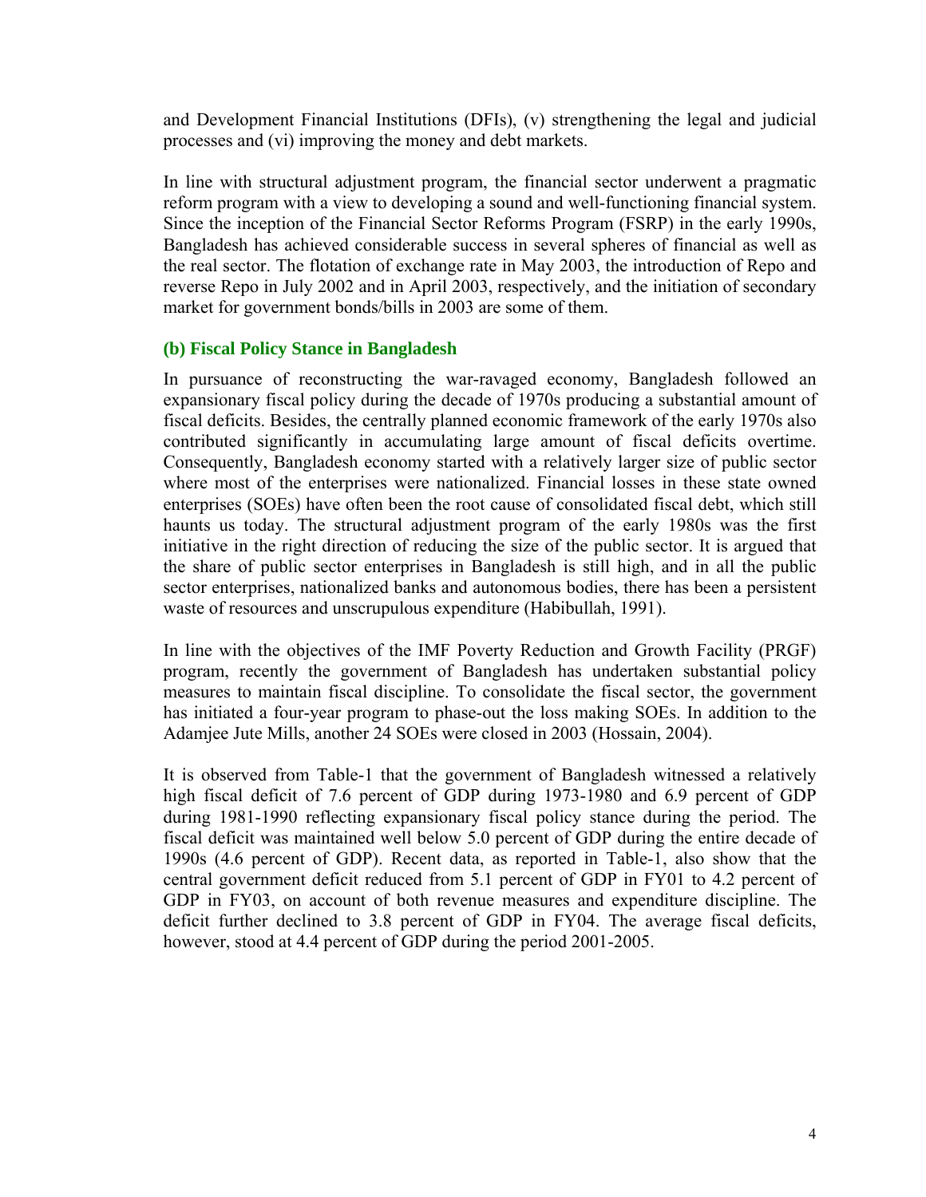and Development Financial Institutions (DFIs), (v) strengthening the legal and judicial processes and (vi) improving the money and debt markets.

In line with structural adjustment program, the financial sector underwent a pragmatic reform program with a view to developing a sound and well-functioning financial system. Since the inception of the Financial Sector Reforms Program (FSRP) in the early 1990s, Bangladesh has achieved considerable success in several spheres of financial as well as the real sector. The flotation of exchange rate in May 2003, the introduction of Repo and reverse Repo in July 2002 and in April 2003, respectively, and the initiation of secondary market for government bonds/bills in 2003 are some of them.

### (b) Fiscal Policy Stance in Bangladesh

In pursuance of reconstructing the war-ravaged economy, Bangladesh followed an expansionary fiscal policy during the decade of 1970s producing a substantial amount of fiscal deficits. Besides, the centrally planned economic framework of the early 1970s also contributed significantly in accumulating large amount of fiscal deficits overtime. Consequently, Bangladesh economy started with a relatively larger size of public sector where most of the enterprises were nationalized. Financial losses in these state owned enterprises (SOEs) have often been the root cause of consolidated fiscal debt, which still haunts us today. The structural adjustment program of the early 1980s was the first initiative in the right direction of reducing the size of the public sector. It is argued that the share of public sector enterprises in Bangladesh is still high, and in all the public sector enterprises, nationalized banks and autonomous bodies, there has been a persistent waste of resources and unscrupulous expenditure (Habibullah, 1991).

In line with the objectives of the IMF Poverty Reduction and Growth Facility (PRGF) program, recently the government of Bangladesh has undertaken substantial policy measures to maintain fiscal discipline. To consolidate the fiscal sector, the government has initiated a four-year program to phase-out the loss making SOEs. In addition to the Adamjee Jute Mills, another 24 SOEs were closed in 2003 (Hossain, 2004).

It is observed from Table-1 that the government of Bangladesh witnessed a relatively high fiscal deficit of 7.6 percent of GDP during 1973-1980 and 6.9 percent of GDP during 1981-1990 reflecting expansionary fiscal policy stance during the period. The fiscal deficit was maintained well below 5.0 percent of GDP during the entire decade of 1990s (4.6 percent of GDP). Recent data, as reported in Table-1, also show that the central government deficit reduced from 5.1 percent of GDP in FY01 to 4.2 percent of GDP in FY03, on account of both revenue measures and expenditure discipline. The deficit further declined to 3.8 percent of GDP in FY04. The average fiscal deficits, however, stood at 4.4 percent of GDP during the period 2001-2005.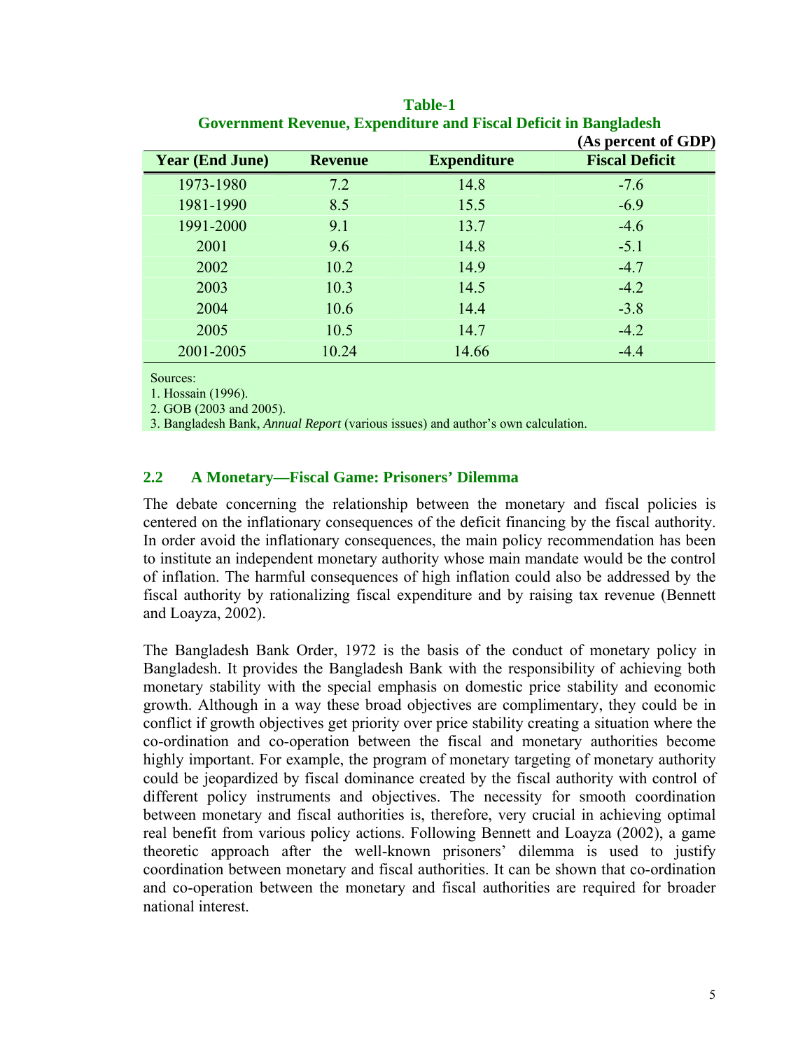**Table-1**
**Government Revenue, Expenditure and Fiscal Deficit in Bangladesh**

**(As percent of GDP)**

| Year (End June) | Revenue | Expenditure | Fiscal Deficit |
|---|---|---|---|
| 1973-1980 | 7.2 | 14.8 | -7.6 |
| 1981-1990 | 8.5 | 15.5 | -6.9 |
| 1991-2000 | 9.1 | 13.7 | -4.6 |
| 2001 | 9.6 | 14.8 | -5.1 |
| 2002 | 10.2 | 14.9 | -4.7 |
| 2003 | 10.3 | 14.5 | -4.2 |
| 2004 | 10.6 | 14.4 | -3.8 |
| 2005 | 10.5 | 14.7 | -4.2 |
| 2001-2005 | 10.24 | 14.66 | -4.4 |

Sources:
1. Hossain (1996).
2. GOB (2003 and 2005).
3. Bangladesh Bank, *Annual Report* (various issues) and author's own calculation.

## 2.2 A Monetary—Fiscal Game: Prisoners' Dilemma

The debate concerning the relationship between the monetary and fiscal policies is centered on the inflationary consequences of the deficit financing by the fiscal authority. In order avoid the inflationary consequences, the main policy recommendation has been to institute an independent monetary authority whose main mandate would be the control of inflation. The harmful consequences of high inflation could also be addressed by the fiscal authority by rationalizing fiscal expenditure and by raising tax revenue (Bennett and Loayza, 2002).

The Bangladesh Bank Order, 1972 is the basis of the conduct of monetary policy in Bangladesh. It provides the Bangladesh Bank with the responsibility of achieving both monetary stability with the special emphasis on domestic price stability and economic growth. Although in a way these broad objectives are complimentary, they could be in conflict if growth objectives get priority over price stability creating a situation where the co-ordination and co-operation between the fiscal and monetary authorities become highly important. For example, the program of monetary targeting of monetary authority could be jeopardized by fiscal dominance created by the fiscal authority with control of different policy instruments and objectives. The necessity for smooth coordination between monetary and fiscal authorities is, therefore, very crucial in achieving optimal real benefit from various policy actions. Following Bennett and Loayza (2002), a game theoretic approach after the well-known prisoners' dilemma is used to justify coordination between monetary and fiscal authorities. It can be shown that co-ordination and co-operation between the monetary and fiscal authorities are required for broader national interest.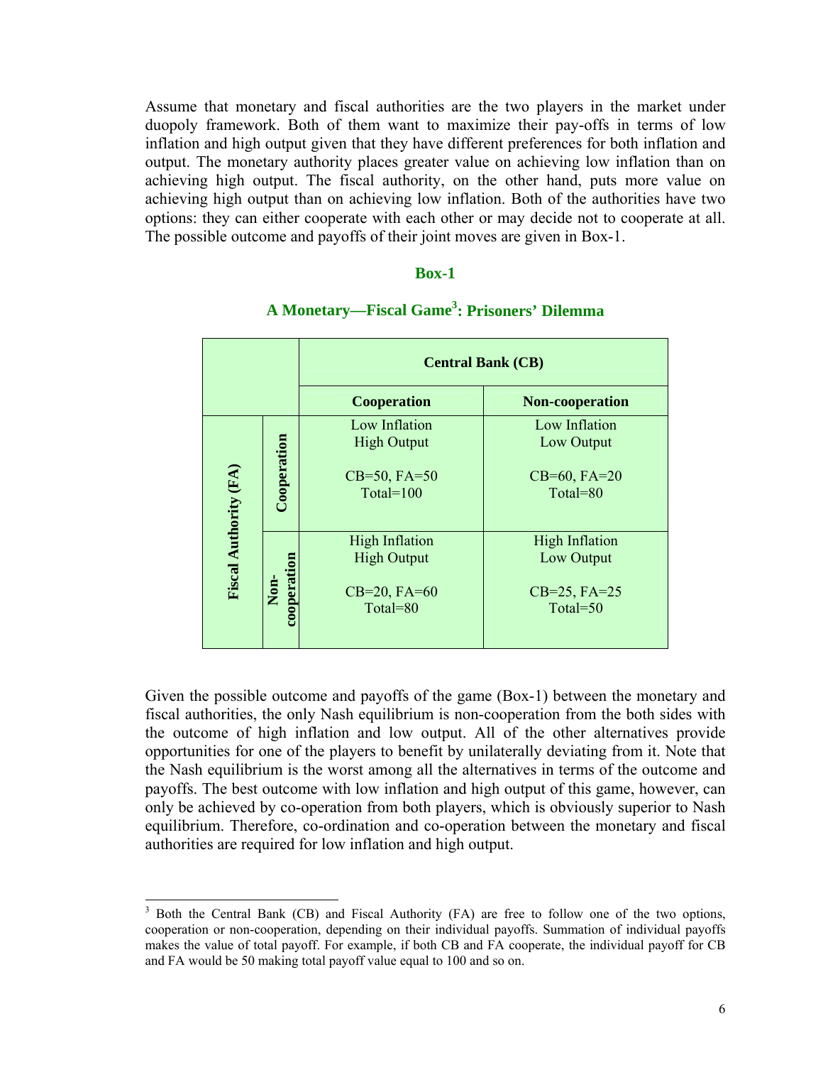Assume that monetary and fiscal authorities are the two players in the market under duopoly framework. Both of them want to maximize their pay-offs in terms of low inflation and high output given that they have different preferences for both inflation and output. The monetary authority places greater value on achieving low inflation than on achieving high output. The fiscal authority, on the other hand, puts more value on achieving high output than on achieving low inflation. Both of the authorities have two options: they can either cooperate with each other or may decide not to cooperate at all. The possible outcome and payoffs of their joint moves are given in Box-1.

**Box-1**

**A Monetary—Fiscal Game[3]: Prisoners' Dilemma**

| | | Central Bank (CB) | |
|---|---|---|---|
| | | **Cooperation** | **Non-cooperation** |
| **Fiscal Authority (FA)** | **Cooperation** | Low Inflation<br>High Output<br><br>CB=50, FA=50<br>Total=100 | Low Inflation<br>Low Output<br><br>CB=60, FA=20<br>Total=80 |
| | **Non-cooperation** | High Inflation<br>High Output<br><br>CB=20, FA=60<br>Total=80 | High Inflation<br>Low Output<br><br>CB=25, FA=25<br>Total=50 |

Given the possible outcome and payoffs of the game (Box-1) between the monetary and fiscal authorities, the only Nash equilibrium is non-cooperation from the both sides with the outcome of high inflation and low output. All of the other alternatives provide opportunities for one of the players to benefit by unilaterally deviating from it. Note that the Nash equilibrium is the worst among all the alternatives in terms of the outcome and payoffs. The best outcome with low inflation and high output of this game, however, can only be achieved by co-operation from both players, which is obviously superior to Nash equilibrium. Therefore, co-ordination and co-operation between the monetary and fiscal authorities are required for low inflation and high output.

[3] Both the Central Bank (CB) and Fiscal Authority (FA) are free to follow one of the two options, cooperation or non-cooperation, depending on their individual payoffs. Summation of individual payoffs makes the value of total payoff. For example, if both CB and FA cooperate, the individual payoff for CB and FA would be 50 making total payoff value equal to 100 and so on.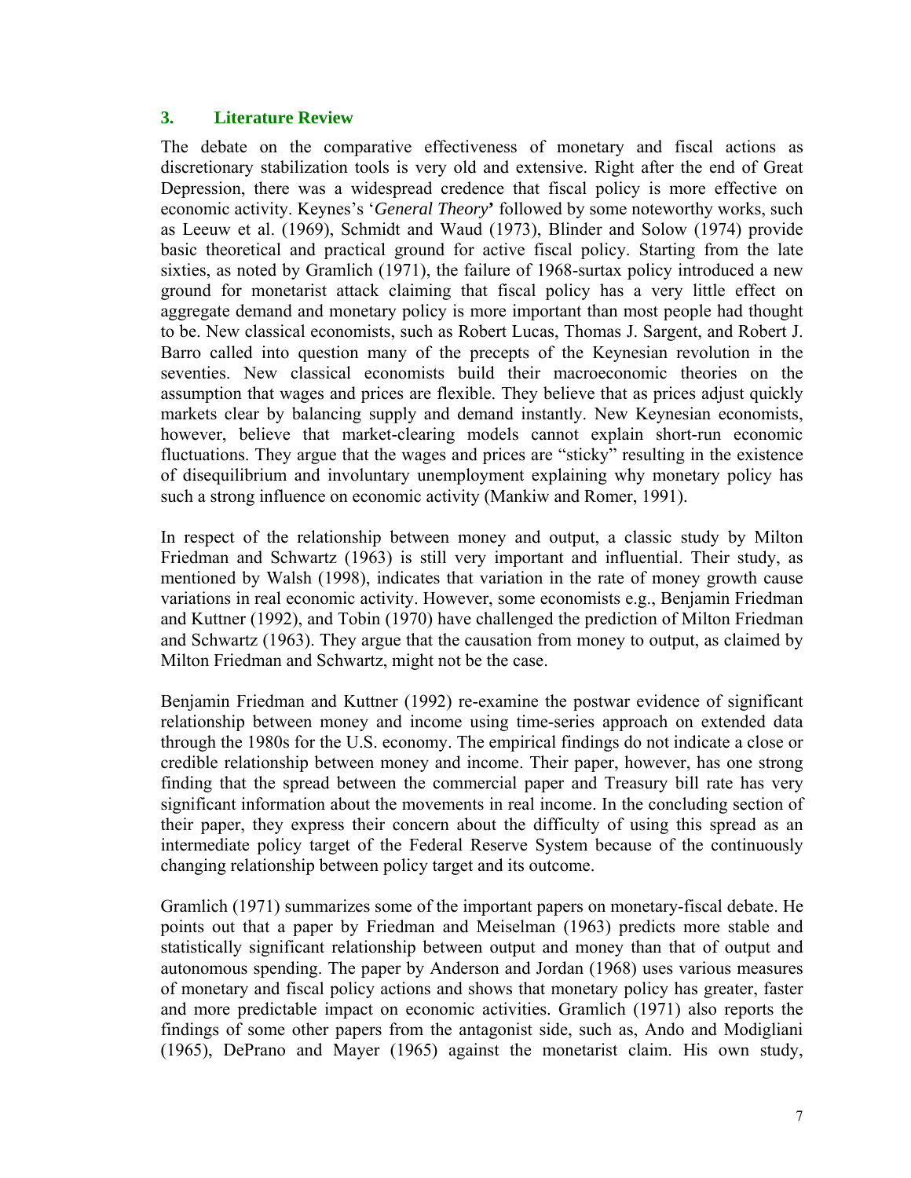## 3. Literature Review

The debate on the comparative effectiveness of monetary and fiscal actions as discretionary stabilization tools is very old and extensive. Right after the end of Great Depression, there was a widespread credence that fiscal policy is more effective on economic activity. Keynes's '*General Theory*' followed by some noteworthy works, such as Leeuw et al. (1969), Schmidt and Waud (1973), Blinder and Solow (1974) provide basic theoretical and practical ground for active fiscal policy. Starting from the late sixties, as noted by Gramlich (1971), the failure of 1968-surtax policy introduced a new ground for monetarist attack claiming that fiscal policy has a very little effect on aggregate demand and monetary policy is more important than most people had thought to be. New classical economists, such as Robert Lucas, Thomas J. Sargent, and Robert J. Barro called into question many of the precepts of the Keynesian revolution in the seventies. New classical economists build their macroeconomic theories on the assumption that wages and prices are flexible. They believe that as prices adjust quickly markets clear by balancing supply and demand instantly. New Keynesian economists, however, believe that market-clearing models cannot explain short-run economic fluctuations. They argue that the wages and prices are "sticky" resulting in the existence of disequilibrium and involuntary unemployment explaining why monetary policy has such a strong influence on economic activity (Mankiw and Romer, 1991).

In respect of the relationship between money and output, a classic study by Milton Friedman and Schwartz (1963) is still very important and influential. Their study, as mentioned by Walsh (1998), indicates that variation in the rate of money growth cause variations in real economic activity. However, some economists e.g., Benjamin Friedman and Kuttner (1992), and Tobin (1970) have challenged the prediction of Milton Friedman and Schwartz (1963). They argue that the causation from money to output, as claimed by Milton Friedman and Schwartz, might not be the case.

Benjamin Friedman and Kuttner (1992) re-examine the postwar evidence of significant relationship between money and income using time-series approach on extended data through the 1980s for the U.S. economy. The empirical findings do not indicate a close or credible relationship between money and income. Their paper, however, has one strong finding that the spread between the commercial paper and Treasury bill rate has very significant information about the movements in real income. In the concluding section of their paper, they express their concern about the difficulty of using this spread as an intermediate policy target of the Federal Reserve System because of the continuously changing relationship between policy target and its outcome.

Gramlich (1971) summarizes some of the important papers on monetary-fiscal debate. He points out that a paper by Friedman and Meiselman (1963) predicts more stable and statistically significant relationship between output and money than that of output and autonomous spending. The paper by Anderson and Jordan (1968) uses various measures of monetary and fiscal policy actions and shows that monetary policy has greater, faster and more predictable impact on economic activities. Gramlich (1971) also reports the findings of some other papers from the antagonist side, such as, Ando and Modigliani (1965), DePrano and Mayer (1965) against the monetarist claim. His own study,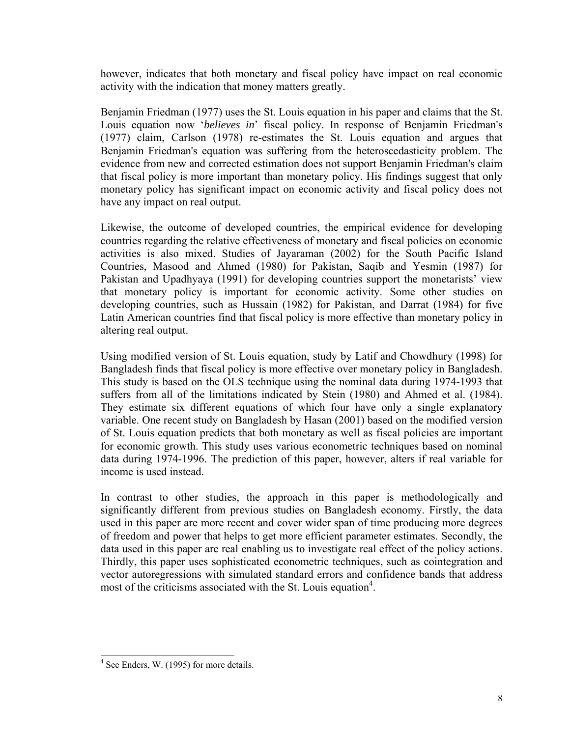however, indicates that both monetary and fiscal policy have impact on real economic activity with the indication that money matters greatly.

Benjamin Friedman (1977) uses the St. Louis equation in his paper and claims that the St. Louis equation now '*believes in*' fiscal policy. In response of Benjamin Friedman's (1977) claim, Carlson (1978) re-estimates the St. Louis equation and argues that Benjamin Friedman's equation was suffering from the heteroscedasticity problem. The evidence from new and corrected estimation does not support Benjamin Friedman's claim that fiscal policy is more important than monetary policy. His findings suggest that only monetary policy has significant impact on economic activity and fiscal policy does not have any impact on real output.

Likewise, the outcome of developed countries, the empirical evidence for developing countries regarding the relative effectiveness of monetary and fiscal policies on economic activities is also mixed. Studies of Jayaraman (2002) for the South Pacific Island Countries, Masood and Ahmed (1980) for Pakistan, Saqib and Yesmin (1987) for Pakistan and Upadhyaya (1991) for developing countries support the monetarists' view that monetary policy is important for economic activity. Some other studies on developing countries, such as Hussain (1982) for Pakistan, and Darrat (1984) for five Latin American countries find that fiscal policy is more effective than monetary policy in altering real output.

Using modified version of St. Louis equation, study by Latif and Chowdhury (1998) for Bangladesh finds that fiscal policy is more effective over monetary policy in Bangladesh. This study is based on the OLS technique using the nominal data during 1974-1993 that suffers from all of the limitations indicated by Stein (1980) and Ahmed et al. (1984). They estimate six different equations of which four have only a single explanatory variable. One recent study on Bangladesh by Hasan (2001) based on the modified version of St. Louis equation predicts that both monetary as well as fiscal policies are important for economic growth. This study uses various econometric techniques based on nominal data during 1974-1996. The prediction of this paper, however, alters if real variable for income is used instead.

In contrast to other studies, the approach in this paper is methodologically and significantly different from previous studies on Bangladesh economy. Firstly, the data used in this paper are more recent and cover wider span of time producing more degrees of freedom and power that helps to get more efficient parameter estimates. Secondly, the data used in this paper are real enabling us to investigate real effect of the policy actions. Thirdly, this paper uses sophisticated econometric techniques, such as cointegration and vector autoregressions with simulated standard errors and confidence bands that address most of the criticisms associated with the St. Louis equation[4].

[4] See Enders, W. (1995) for more details.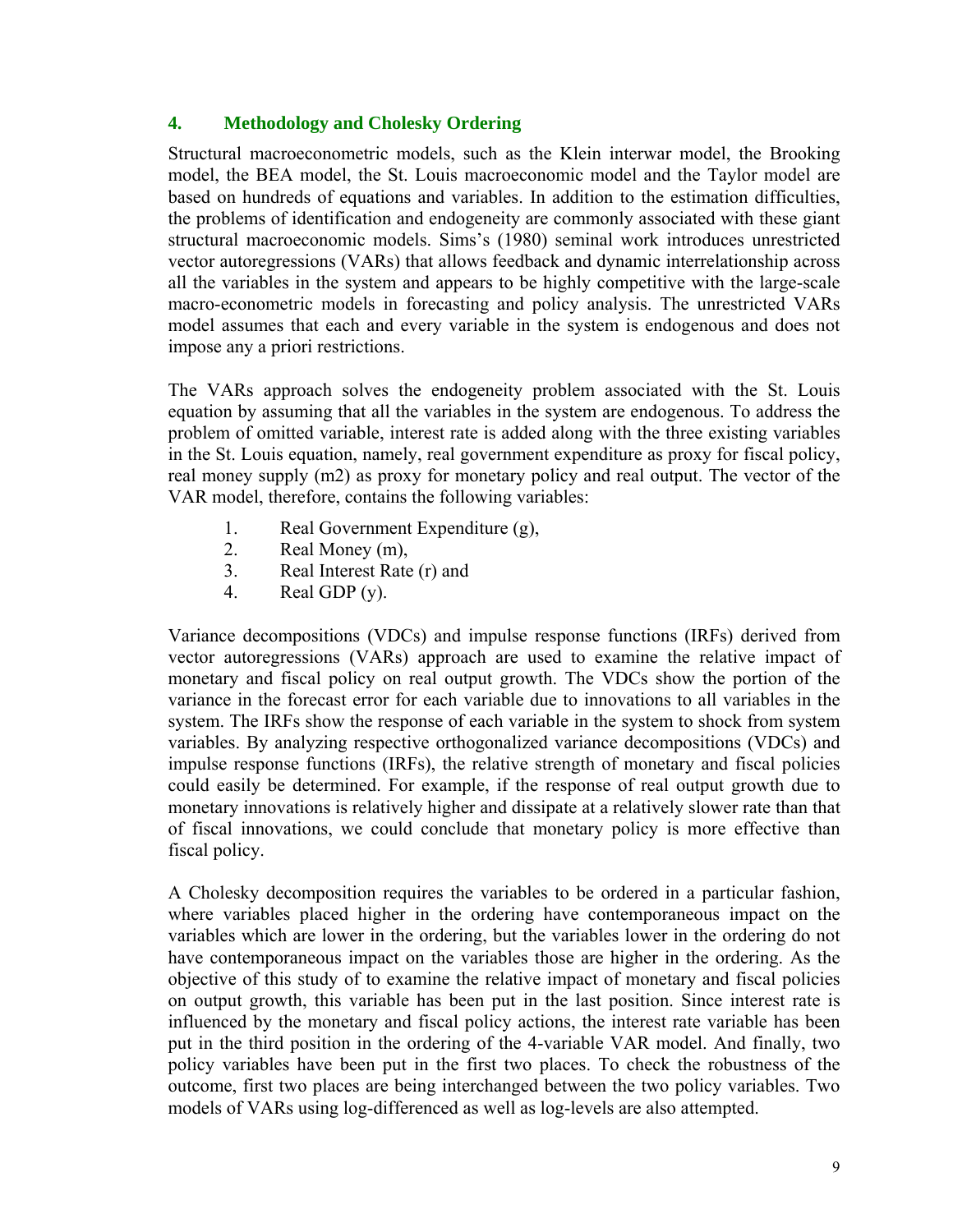## 4. Methodology and Cholesky Ordering

Structural macroeconometric models, such as the Klein interwar model, the Brooking model, the BEA model, the St. Louis macroeconomic model and the Taylor model are based on hundreds of equations and variables. In addition to the estimation difficulties, the problems of identification and endogeneity are commonly associated with these giant structural macroeconomic models. Sims's (1980) seminal work introduces unrestricted vector autoregressions (VARs) that allows feedback and dynamic interrelationship across all the variables in the system and appears to be highly competitive with the large-scale macro-econometric models in forecasting and policy analysis. The unrestricted VARs model assumes that each and every variable in the system is endogenous and does not impose any a priori restrictions.

The VARs approach solves the endogeneity problem associated with the St. Louis equation by assuming that all the variables in the system are endogenous. To address the problem of omitted variable, interest rate is added along with the three existing variables in the St. Louis equation, namely, real government expenditure as proxy for fiscal policy, real money supply (m2) as proxy for monetary policy and real output. The vector of the VAR model, therefore, contains the following variables:

1. Real Government Expenditure (g),
2. Real Money (m),
3. Real Interest Rate (r) and
4. Real GDP (y).

Variance decompositions (VDCs) and impulse response functions (IRFs) derived from vector autoregressions (VARs) approach are used to examine the relative impact of monetary and fiscal policy on real output growth. The VDCs show the portion of the variance in the forecast error for each variable due to innovations to all variables in the system. The IRFs show the response of each variable in the system to shock from system variables. By analyzing respective orthogonalized variance decompositions (VDCs) and impulse response functions (IRFs), the relative strength of monetary and fiscal policies could easily be determined. For example, if the response of real output growth due to monetary innovations is relatively higher and dissipate at a relatively slower rate than that of fiscal innovations, we could conclude that monetary policy is more effective than fiscal policy.

A Cholesky decomposition requires the variables to be ordered in a particular fashion, where variables placed higher in the ordering have contemporaneous impact on the variables which are lower in the ordering, but the variables lower in the ordering do not have contemporaneous impact on the variables those are higher in the ordering. As the objective of this study of to examine the relative impact of monetary and fiscal policies on output growth, this variable has been put in the last position. Since interest rate is influenced by the monetary and fiscal policy actions, the interest rate variable has been put in the third position in the ordering of the 4-variable VAR model. And finally, two policy variables have been put in the first two places. To check the robustness of the outcome, first two places are being interchanged between the two policy variables. Two models of VARs using log-differenced as well as log-levels are also attempted.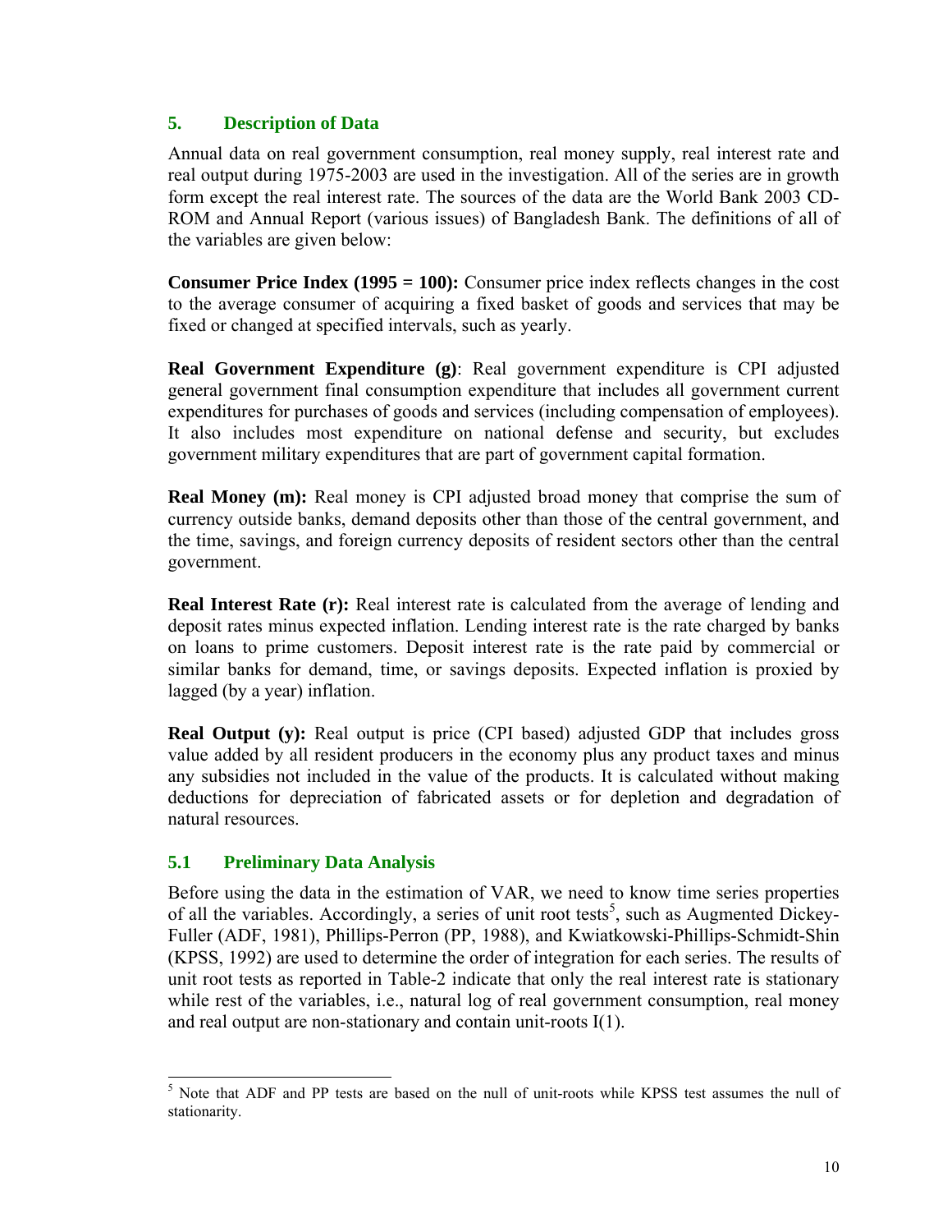## 5. Description of Data

Annual data on real government consumption, real money supply, real interest rate and real output during 1975-2003 are used in the investigation. All of the series are in growth form except the real interest rate. The sources of the data are the World Bank 2003 CD-ROM and Annual Report (various issues) of Bangladesh Bank. The definitions of all of the variables are given below:

**Consumer Price Index (1995 = 100):** Consumer price index reflects changes in the cost to the average consumer of acquiring a fixed basket of goods and services that may be fixed or changed at specified intervals, such as yearly.

**Real Government Expenditure (g)**: Real government expenditure is CPI adjusted general government final consumption expenditure that includes all government current expenditures for purchases of goods and services (including compensation of employees). It also includes most expenditure on national defense and security, but excludes government military expenditures that are part of government capital formation.

**Real Money (m):** Real money is CPI adjusted broad money that comprise the sum of currency outside banks, demand deposits other than those of the central government, and the time, savings, and foreign currency deposits of resident sectors other than the central government.

**Real Interest Rate (r):** Real interest rate is calculated from the average of lending and deposit rates minus expected inflation. Lending interest rate is the rate charged by banks on loans to prime customers. Deposit interest rate is the rate paid by commercial or similar banks for demand, time, or savings deposits. Expected inflation is proxied by lagged (by a year) inflation.

**Real Output (y):** Real output is price (CPI based) adjusted GDP that includes gross value added by all resident producers in the economy plus any product taxes and minus any subsidies not included in the value of the products. It is calculated without making deductions for depreciation of fabricated assets or for depletion and degradation of natural resources.

### 5.1 Preliminary Data Analysis

Before using the data in the estimation of VAR, we need to know time series properties of all the variables. Accordingly, a series of unit root tests[5], such as Augmented Dickey-Fuller (ADF, 1981), Phillips-Perron (PP, 1988), and Kwiatkowski-Phillips-Schmidt-Shin (KPSS, 1992) are used to determine the order of integration for each series. The results of unit root tests as reported in Table-2 indicate that only the real interest rate is stationary while rest of the variables, i.e., natural log of real government consumption, real money and real output are non-stationary and contain unit-roots I(1).

[5] Note that ADF and PP tests are based on the null of unit-roots while KPSS test assumes the null of stationarity.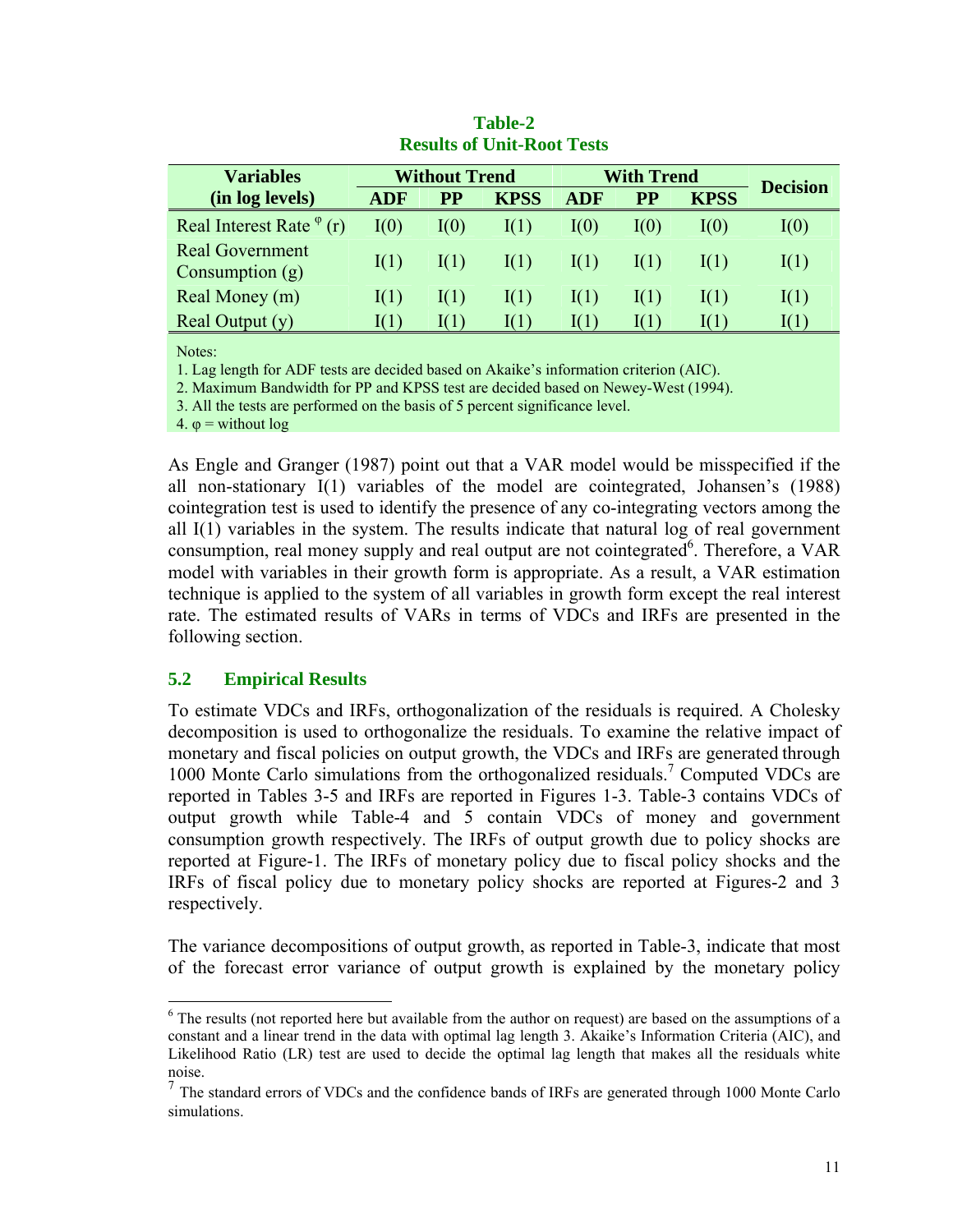**Table-2**
**Results of Unit-Root Tests**

| Variables (in log levels) | Without Trend | | | With Trend | | | Decision |
|---|---|---|---|---|---|---|---|
| | ADF | PP | KPSS | ADF | PP | KPSS | |
| Real Interest Rate $^{\varphi}$ (r) | I(0) | I(0) | I(1) | I(0) | I(0) | I(0) | I(0) |
| Real Government Consumption (g) | I(1) | I(1) | I(1) | I(1) | I(1) | I(1) | I(1) |
| Real Money (m) | I(1) | I(1) | I(1) | I(1) | I(1) | I(1) | I(1) |
| Real Output (y) | I(1) | I(1) | I(1) | I(1) | I(1) | I(1) | I(1) |

Notes:
1. Lag length for ADF tests are decided based on Akaike's information criterion (AIC).
2. Maximum Bandwidth for PP and KPSS test are decided based on Newey-West (1994).
3. All the tests are performed on the basis of 5 percent significance level.
4. $\varphi$ = without log

As Engle and Granger (1987) point out that a VAR model would be misspecified if the all non-stationary I(1) variables of the model are cointegrated, Johansen's (1988) cointegration test is used to identify the presence of any co-integrating vectors among the all I(1) variables in the system. The results indicate that natural log of real government consumption, real money supply and real output are not cointegrated[6]. Therefore, a VAR model with variables in their growth form is appropriate. As a result, a VAR estimation technique is applied to the system of all variables in growth form except the real interest rate. The estimated results of VARs in terms of VDCs and IRFs are presented in the following section.

## 5.2 Empirical Results

To estimate VDCs and IRFs, orthogonalization of the residuals is required. A Cholesky decomposition is used to orthogonalize the residuals. To examine the relative impact of monetary and fiscal policies on output growth, the VDCs and IRFs are generated through 1000 Monte Carlo simulations from the orthogonalized residuals.[7] Computed VDCs are reported in Tables 3-5 and IRFs are reported in Figures 1-3. Table-3 contains VDCs of output growth while Table-4 and 5 contain VDCs of money and government consumption growth respectively. The IRFs of output growth due to policy shocks are reported at Figure-1. The IRFs of monetary policy due to fiscal policy shocks and the IRFs of fiscal policy due to monetary policy shocks are reported at Figures-2 and 3 respectively.

The variance decompositions of output growth, as reported in Table-3, indicate that most of the forecast error variance of output growth is explained by the monetary policy

[6] The results (not reported here but available from the author on request) are based on the assumptions of a constant and a linear trend in the data with optimal lag length 3. Akaike's Information Criteria (AIC), and Likelihood Ratio (LR) test are used to decide the optimal lag length that makes all the residuals white noise.

[7] The standard errors of VDCs and the confidence bands of IRFs are generated through 1000 Monte Carlo simulations.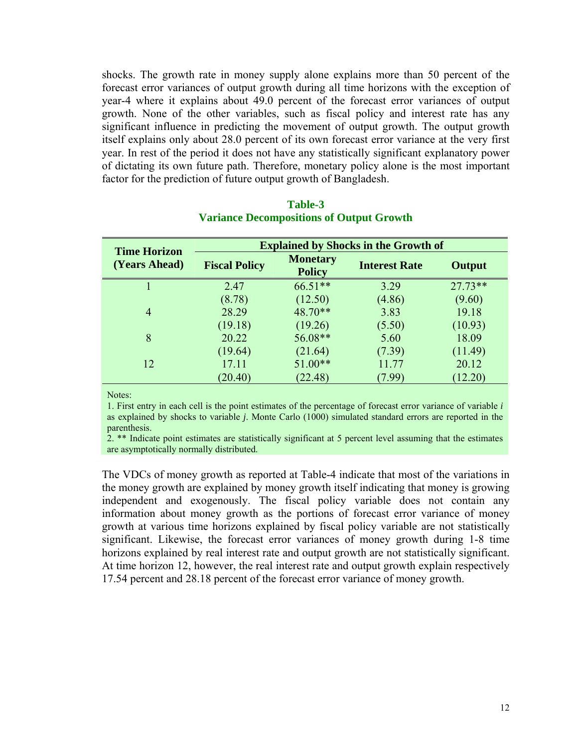shocks. The growth rate in money supply alone explains more than 50 percent of the forecast error variances of output growth during all time horizons with the exception of year-4 where it explains about 49.0 percent of the forecast error variances of output growth. None of the other variables, such as fiscal policy and interest rate has any significant influence in predicting the movement of output growth. The output growth itself explains only about 28.0 percent of its own forecast error variance at the very first year. In rest of the period it does not have any statistically significant explanatory power of dictating its own future path. Therefore, monetary policy alone is the most important factor for the prediction of future output growth of Bangladesh.

**Table-3**
**Variance Decompositions of Output Growth**

| Time Horizon (Years Ahead) | Explained by Shocks in the Growth of | | | |
|---|---|---|---|---|
| | Fiscal Policy | Monetary Policy | Interest Rate | Output |
| 1 | 2.47 | 66.51** | 3.29 | 27.73** |
| | (8.78) | (12.50) | (4.86) | (9.60) |
| 4 | 28.29 | 48.70** | 3.83 | 19.18 |
| | (19.18) | (19.26) | (5.50) | (10.93) |
| 8 | 20.22 | 56.08** | 5.60 | 18.09 |
| | (19.64) | (21.64) | (7.39) | (11.49) |
| 12 | 17.11 | 51.00** | 11.77 | 20.12 |
| | (20.40) | (22.48) | (7.99) | (12.20) |

Notes:

1. First entry in each cell is the point estimates of the percentage of forecast error variance of variable *i* as explained by shocks to variable *j*. Monte Carlo (1000) simulated standard errors are reported in the parenthesis.
2. ** Indicate point estimates are statistically significant at 5 percent level assuming that the estimates are asymptotically normally distributed.

The VDCs of money growth as reported at Table-4 indicate that most of the variations in the money growth are explained by money growth itself indicating that money is growing independent and exogenously. The fiscal policy variable does not contain any information about money growth as the portions of forecast error variance of money growth at various time horizons explained by fiscal policy variable are not statistically significant. Likewise, the forecast error variances of money growth during 1-8 time horizons explained by real interest rate and output growth are not statistically significant. At time horizon 12, however, the real interest rate and output growth explain respectively 17.54 percent and 28.18 percent of the forecast error variance of money growth.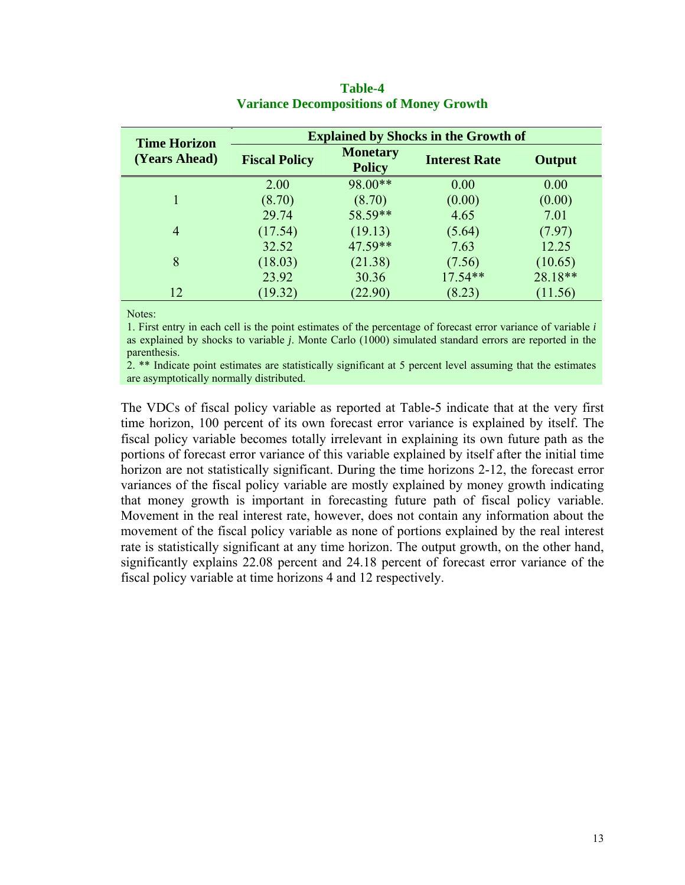**Table-4**
**Variance Decompositions of Money Growth**

| Time Horizon (Years Ahead) | Explained by Shocks in the Growth of | | | |
|---|---|---|---|---|
| | Fiscal Policy | Monetary Policy | Interest Rate | Output |
| 1 | 2.00 | 98.00** | 0.00 | 0.00 |
| | (8.70) | (8.70) | (0.00) | (0.00) |
| 4 | 29.74 | 58.59** | 4.65 | 7.01 |
| | (17.54) | (19.13) | (5.64) | (7.97) |
| 8 | 32.52 | 47.59** | 7.63 | 12.25 |
| | (18.03) | (21.38) | (7.56) | (10.65) |
| 12 | 23.92 | 30.36 | 17.54** | 28.18** |
| | (19.32) | (22.90) | (8.23) | (11.56) |

Notes:

1. First entry in each cell is the point estimates of the percentage of forecast error variance of variable *i* as explained by shocks to variable *j*. Monte Carlo (1000) simulated standard errors are reported in the parenthesis.
2. ** Indicate point estimates are statistically significant at 5 percent level assuming that the estimates are asymptotically normally distributed.

The VDCs of fiscal policy variable as reported at Table-5 indicate that at the very first time horizon, 100 percent of its own forecast error variance is explained by itself. The fiscal policy variable becomes totally irrelevant in explaining its own future path as the portions of forecast error variance of this variable explained by itself after the initial time horizon are not statistically significant. During the time horizons 2-12, the forecast error variances of the fiscal policy variable are mostly explained by money growth indicating that money growth is important in forecasting future path of fiscal policy variable. Movement in the real interest rate, however, does not contain any information about the movement of the fiscal policy variable as none of portions explained by the real interest rate is statistically significant at any time horizon. The output growth, on the other hand, significantly explains 22.08 percent and 24.18 percent of forecast error variance of the fiscal policy variable at time horizons 4 and 12 respectively.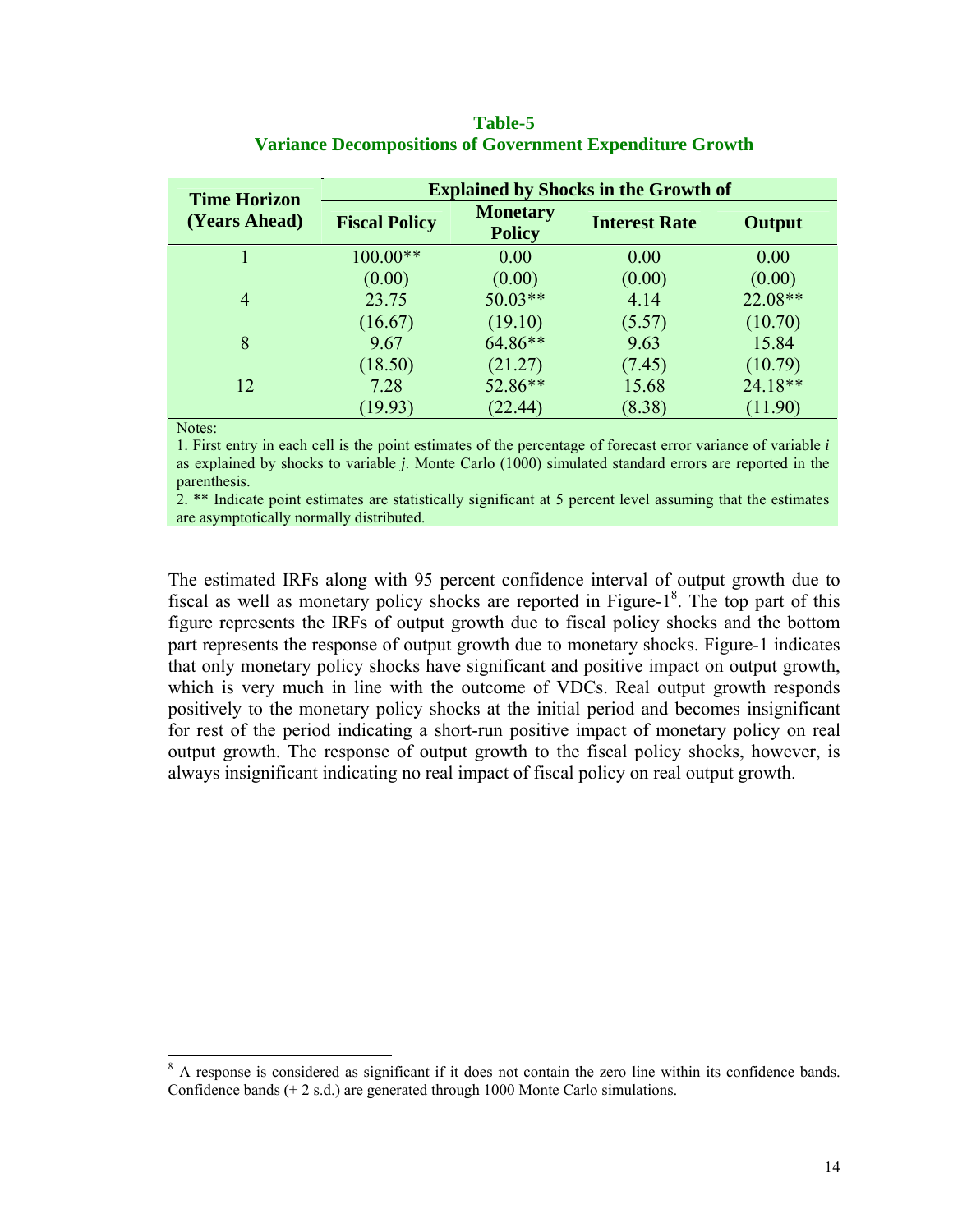**Table-5**
**Variance Decompositions of Government Expenditure Growth**

| Time Horizon (Years Ahead) | Explained by Shocks in the Growth of | | | |
|---|---|---|---|---|
| | Fiscal Policy | Monetary Policy | Interest Rate | Output |
| 1 | 100.00** | 0.00 | 0.00 | 0.00 |
| | (0.00) | (0.00) | (0.00) | (0.00) |
| 4 | 23.75 | 50.03** | 4.14 | 22.08** |
| | (16.67) | (19.10) | (5.57) | (10.70) |
| 8 | 9.67 | 64.86** | 9.63 | 15.84 |
| | (18.50) | (21.27) | (7.45) | (10.79) |
| 12 | 7.28 | 52.86** | 15.68 | 24.18** |
| | (19.93) | (22.44) | (8.38) | (11.90) |

Notes:

1. First entry in each cell is the point estimates of the percentage of forecast error variance of variable *i* as explained by shocks to variable *j*. Monte Carlo (1000) simulated standard errors are reported in the parenthesis.
2. ** Indicate point estimates are statistically significant at 5 percent level assuming that the estimates are asymptotically normally distributed.

The estimated IRFs along with 95 percent confidence interval of output growth due to fiscal as well as monetary policy shocks are reported in Figure-1[8]. The top part of this figure represents the IRFs of output growth due to fiscal policy shocks and the bottom part represents the response of output growth due to monetary shocks. Figure-1 indicates that only monetary policy shocks have significant and positive impact on output growth, which is very much in line with the outcome of VDCs. Real output growth responds positively to the monetary policy shocks at the initial period and becomes insignificant for rest of the period indicating a short-run positive impact of monetary policy on real output growth. The response of output growth to the fiscal policy shocks, however, is always insignificant indicating no real impact of fiscal policy on real output growth.

[8] A response is considered as significant if it does not contain the zero line within its confidence bands. Confidence bands (+ 2 s.d.) are generated through 1000 Monte Carlo simulations.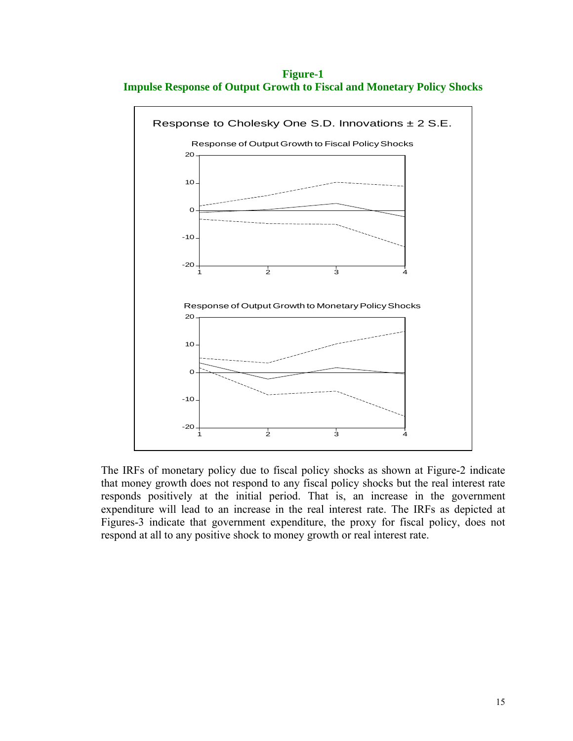**Figure-1**
**Impulse Response of Output Growth to Fiscal and Monetary Policy Shocks**

The IRFs of monetary policy due to fiscal policy shocks as shown at Figure-2 indicate that money growth does not respond to any fiscal policy shocks but the real interest rate responds positively at the initial period. That is, an increase in the government expenditure will lead to an increase in the real interest rate. The IRFs as depicted at Figures-3 indicate that government expenditure, the proxy for fiscal policy, does not respond at all to any positive shock to money growth or real interest rate.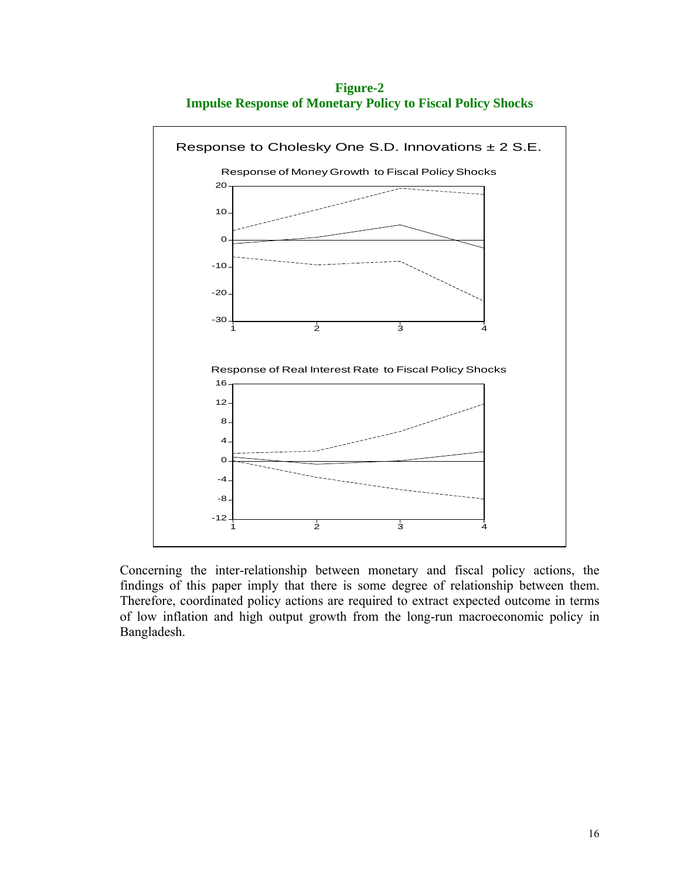**Figure-2**
**Impulse Response of Monetary Policy to Fiscal Policy Shocks**

Response to Cholesky One S.D. Innovations ± 2 S.E.

Response of Money Growth to Fiscal Policy Shocks

Response of Real Interest Rate to Fiscal Policy Shocks

Concerning the inter-relationship between monetary and fiscal policy actions, the findings of this paper imply that there is some degree of relationship between them. Therefore, coordinated policy actions are required to extract expected outcome in terms of low inflation and high output growth from the long-run macroeconomic policy in Bangladesh.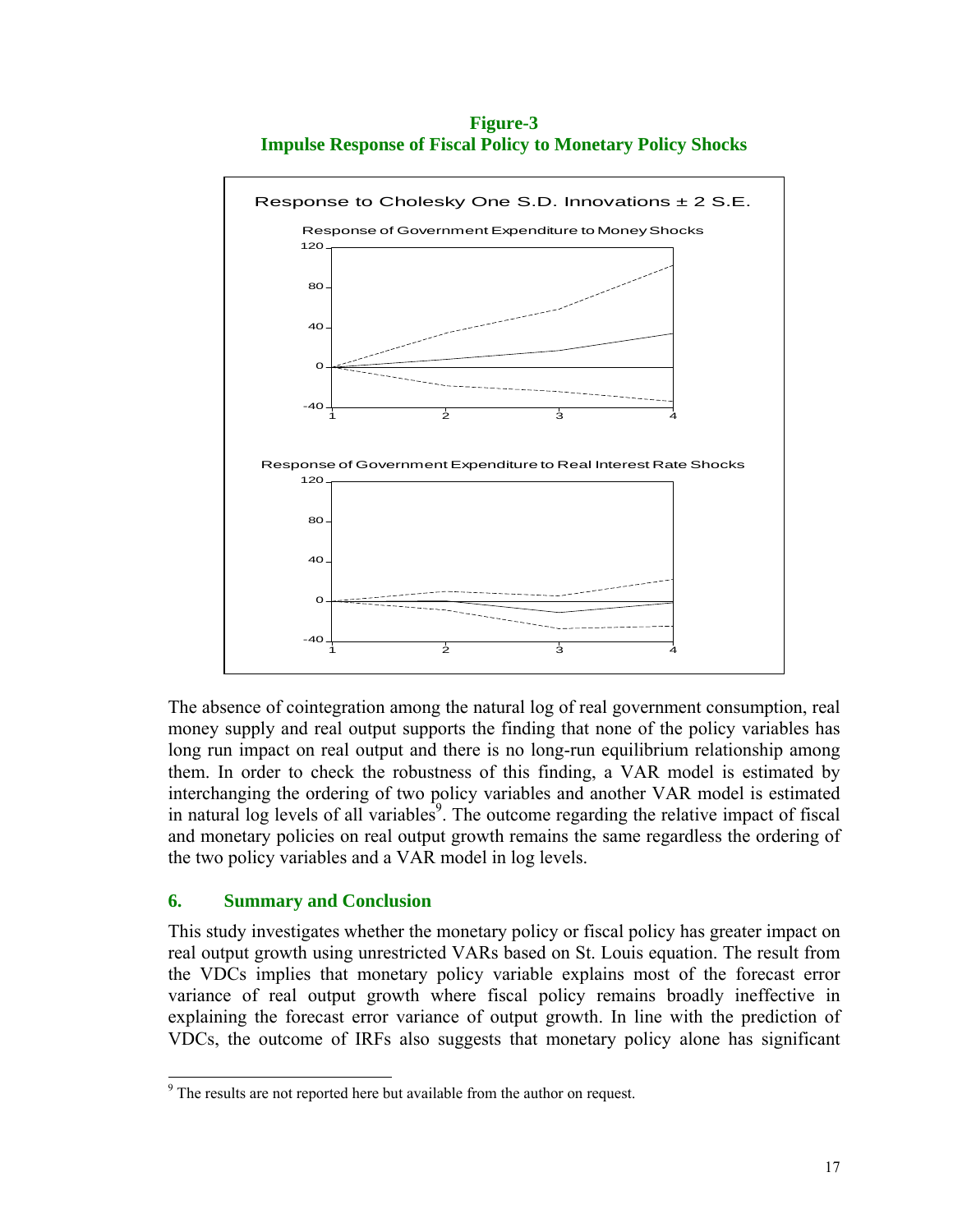**Figure-3**
**Impulse Response of Fiscal Policy to Monetary Policy Shocks**

The absence of cointegration among the natural log of real government consumption, real money supply and real output supports the finding that none of the policy variables has long run impact on real output and there is no long-run equilibrium relationship among them. In order to check the robustness of this finding, a VAR model is estimated by interchanging the ordering of two policy variables and another VAR model is estimated in natural log levels of all variables[9]. The outcome regarding the relative impact of fiscal and monetary policies on real output growth remains the same regardless the ordering of the two policy variables and a VAR model in log levels.

## 6. Summary and Conclusion

This study investigates whether the monetary policy or fiscal policy has greater impact on real output growth using unrestricted VARs based on St. Louis equation. The result from the VDCs implies that monetary policy variable explains most of the forecast error variance of real output growth where fiscal policy remains broadly ineffective in explaining the forecast error variance of output growth. In line with the prediction of VDCs, the outcome of IRFs also suggests that monetary policy alone has significant

[9] The results are not reported here but available from the author on request.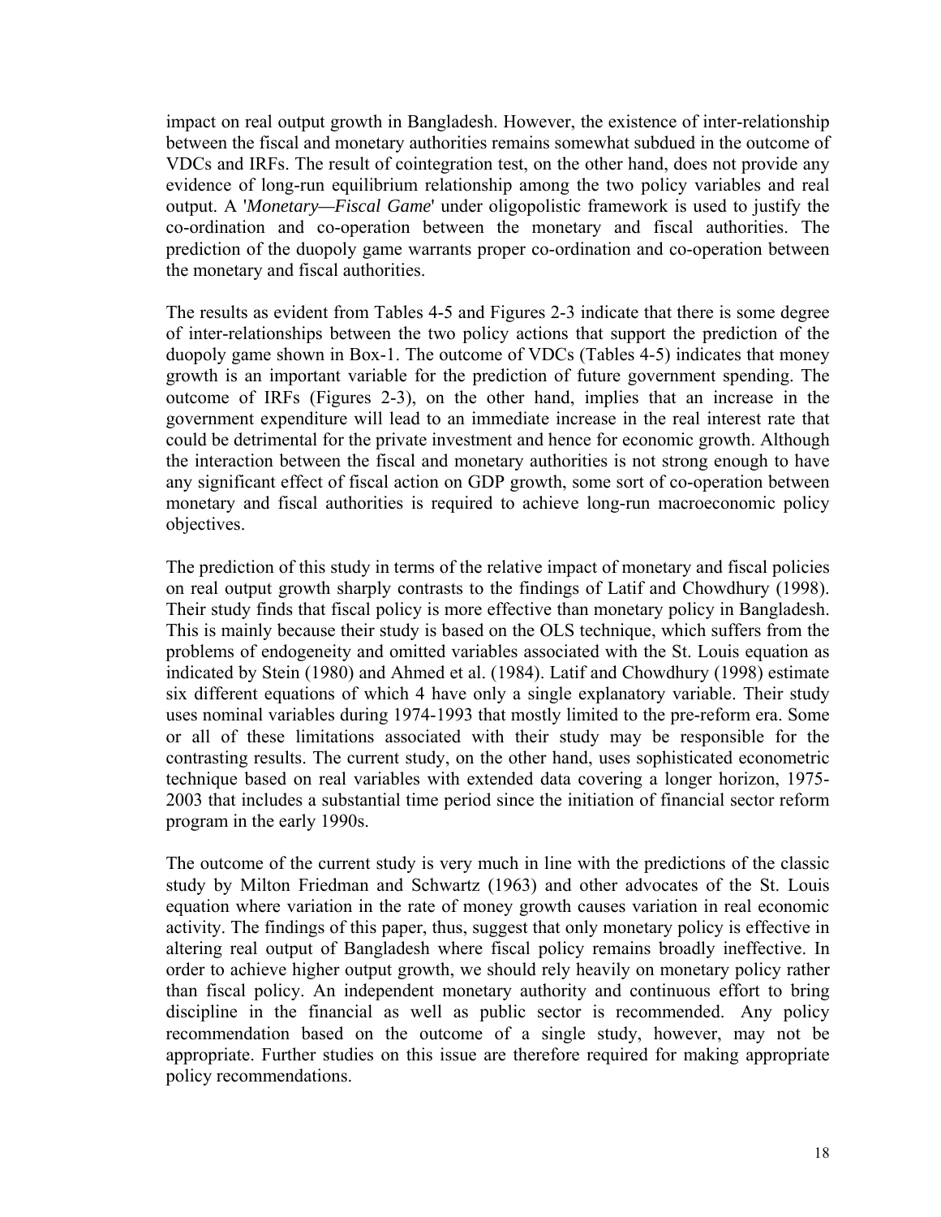impact on real output growth in Bangladesh. However, the existence of inter-relationship between the fiscal and monetary authorities remains somewhat subdued in the outcome of VDCs and IRFs. The result of cointegration test, on the other hand, does not provide any evidence of long-run equilibrium relationship among the two policy variables and real output. A '*Monetary—Fiscal Game*' under oligopolistic framework is used to justify the co-ordination and co-operation between the monetary and fiscal authorities. The prediction of the duopoly game warrants proper co-ordination and co-operation between the monetary and fiscal authorities.

The results as evident from Tables 4-5 and Figures 2-3 indicate that there is some degree of inter-relationships between the two policy actions that support the prediction of the duopoly game shown in Box-1. The outcome of VDCs (Tables 4-5) indicates that money growth is an important variable for the prediction of future government spending. The outcome of IRFs (Figures 2-3), on the other hand, implies that an increase in the government expenditure will lead to an immediate increase in the real interest rate that could be detrimental for the private investment and hence for economic growth. Although the interaction between the fiscal and monetary authorities is not strong enough to have any significant effect of fiscal action on GDP growth, some sort of co-operation between monetary and fiscal authorities is required to achieve long-run macroeconomic policy objectives.

The prediction of this study in terms of the relative impact of monetary and fiscal policies on real output growth sharply contrasts to the findings of Latif and Chowdhury (1998). Their study finds that fiscal policy is more effective than monetary policy in Bangladesh. This is mainly because their study is based on the OLS technique, which suffers from the problems of endogeneity and omitted variables associated with the St. Louis equation as indicated by Stein (1980) and Ahmed et al. (1984). Latif and Chowdhury (1998) estimate six different equations of which 4 have only a single explanatory variable. Their study uses nominal variables during 1974-1993 that mostly limited to the pre-reform era. Some or all of these limitations associated with their study may be responsible for the contrasting results. The current study, on the other hand, uses sophisticated econometric technique based on real variables with extended data covering a longer horizon, 1975-2003 that includes a substantial time period since the initiation of financial sector reform program in the early 1990s.

The outcome of the current study is very much in line with the predictions of the classic study by Milton Friedman and Schwartz (1963) and other advocates of the St. Louis equation where variation in the rate of money growth causes variation in real economic activity. The findings of this paper, thus, suggest that only monetary policy is effective in altering real output of Bangladesh where fiscal policy remains broadly ineffective. In order to achieve higher output growth, we should rely heavily on monetary policy rather than fiscal policy. An independent monetary authority and continuous effort to bring discipline in the financial as well as public sector is recommended. Any policy recommendation based on the outcome of a single study, however, may not be appropriate. Further studies on this issue are therefore required for making appropriate policy recommendations.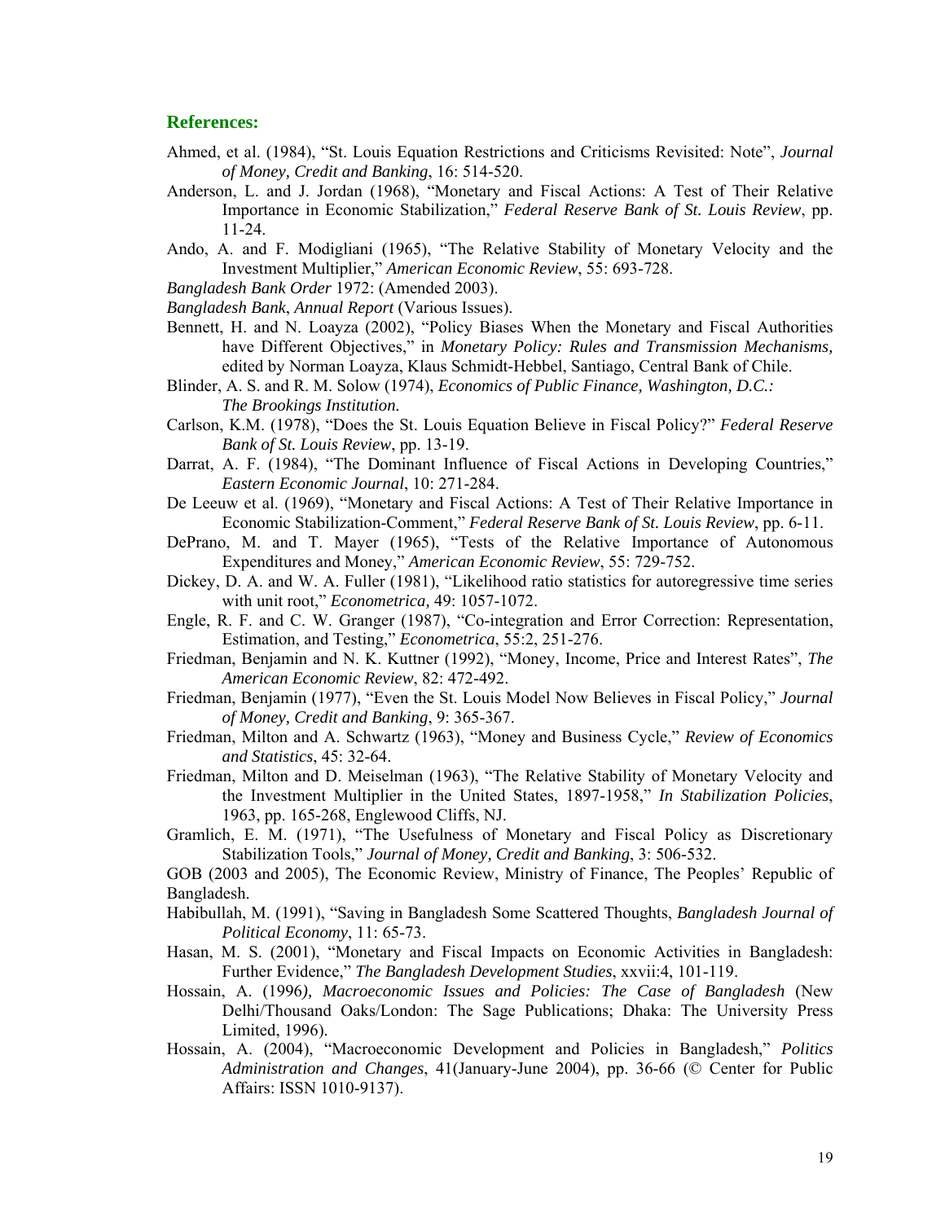## References:

Ahmed, et al. (1984), "St. Louis Equation Restrictions and Criticisms Revisited: Note", *Journal of Money, Credit and Banking*, 16: 514-520.

Anderson, L. and J. Jordan (1968), "Monetary and Fiscal Actions: A Test of Their Relative Importance in Economic Stabilization," *Federal Reserve Bank of St. Louis Review*, pp. 11-24.

Ando, A. and F. Modigliani (1965), "The Relative Stability of Monetary Velocity and the Investment Multiplier," *American Economic Review*, 55: 693-728.

*Bangladesh Bank Order* 1972: (Amended 2003).

*Bangladesh Bank*, *Annual Report* (Various Issues).

Bennett, H. and N. Loayza (2002), "Policy Biases When the Monetary and Fiscal Authorities have Different Objectives," in *Monetary Policy: Rules and Transmission Mechanisms,* edited by Norman Loayza, Klaus Schmidt-Hebbel, Santiago, Central Bank of Chile.

Blinder, A. S. and R. M. Solow (1974), *Economics of Public Finance, Washington, D.C.: The Brookings Institution.*

Carlson, K.M. (1978), "Does the St. Louis Equation Believe in Fiscal Policy?" *Federal Reserve Bank of St. Louis Review*, pp. 13-19.

Darrat, A. F. (1984), "The Dominant Influence of Fiscal Actions in Developing Countries," *Eastern Economic Journal*, 10: 271-284.

De Leeuw et al. (1969), "Monetary and Fiscal Actions: A Test of Their Relative Importance in Economic Stabilization-Comment," *Federal Reserve Bank of St. Louis Review*, pp. 6-11.

DePrano, M. and T. Mayer (1965), "Tests of the Relative Importance of Autonomous Expenditures and Money," *American Economic Review*, 55: 729-752.

Dickey, D. A. and W. A. Fuller (1981), "Likelihood ratio statistics for autoregressive time series with unit root," *Econometrica,* 49: 1057-1072.

Engle, R. F. and C. W. Granger (1987), "Co-integration and Error Correction: Representation, Estimation, and Testing," *Econometrica*, 55:2, 251-276.

Friedman, Benjamin and N. K. Kuttner (1992), "Money, Income, Price and Interest Rates", *The American Economic Review*, 82: 472-492.

Friedman, Benjamin (1977), "Even the St. Louis Model Now Believes in Fiscal Policy," *Journal of Money, Credit and Banking*, 9: 365-367.

Friedman, Milton and A. Schwartz (1963), "Money and Business Cycle," *Review of Economics and Statistics*, 45: 32-64.

Friedman, Milton and D. Meiselman (1963), "The Relative Stability of Monetary Velocity and the Investment Multiplier in the United States, 1897-1958," *In Stabilization Policies*, 1963, pp. 165-268, Englewood Cliffs, NJ.

Gramlich, E. M. (1971), "The Usefulness of Monetary and Fiscal Policy as Discretionary Stabilization Tools," *Journal of Money, Credit and Banking*, 3: 506-532.

GOB (2003 and 2005), The Economic Review, Ministry of Finance, The Peoples' Republic of Bangladesh.

Habibullah, M. (1991), "Saving in Bangladesh Some Scattered Thoughts, *Bangladesh Journal of Political Economy*, 11: 65-73.

Hasan, M. S. (2001), "Monetary and Fiscal Impacts on Economic Activities in Bangladesh: Further Evidence," *The Bangladesh Development Studies*, xxvii:4, 101-119.

Hossain, A. (1996*), Macroeconomic Issues and Policies: The Case of Bangladesh* (New Delhi/Thousand Oaks/London: The Sage Publications; Dhaka: The University Press Limited, 1996).

Hossain, A. (2004), "Macroeconomic Development and Policies in Bangladesh," *Politics Administration and Changes*, 41(January-June 2004), pp. 36-66 (© Center for Public Affairs: ISSN 1010-9137).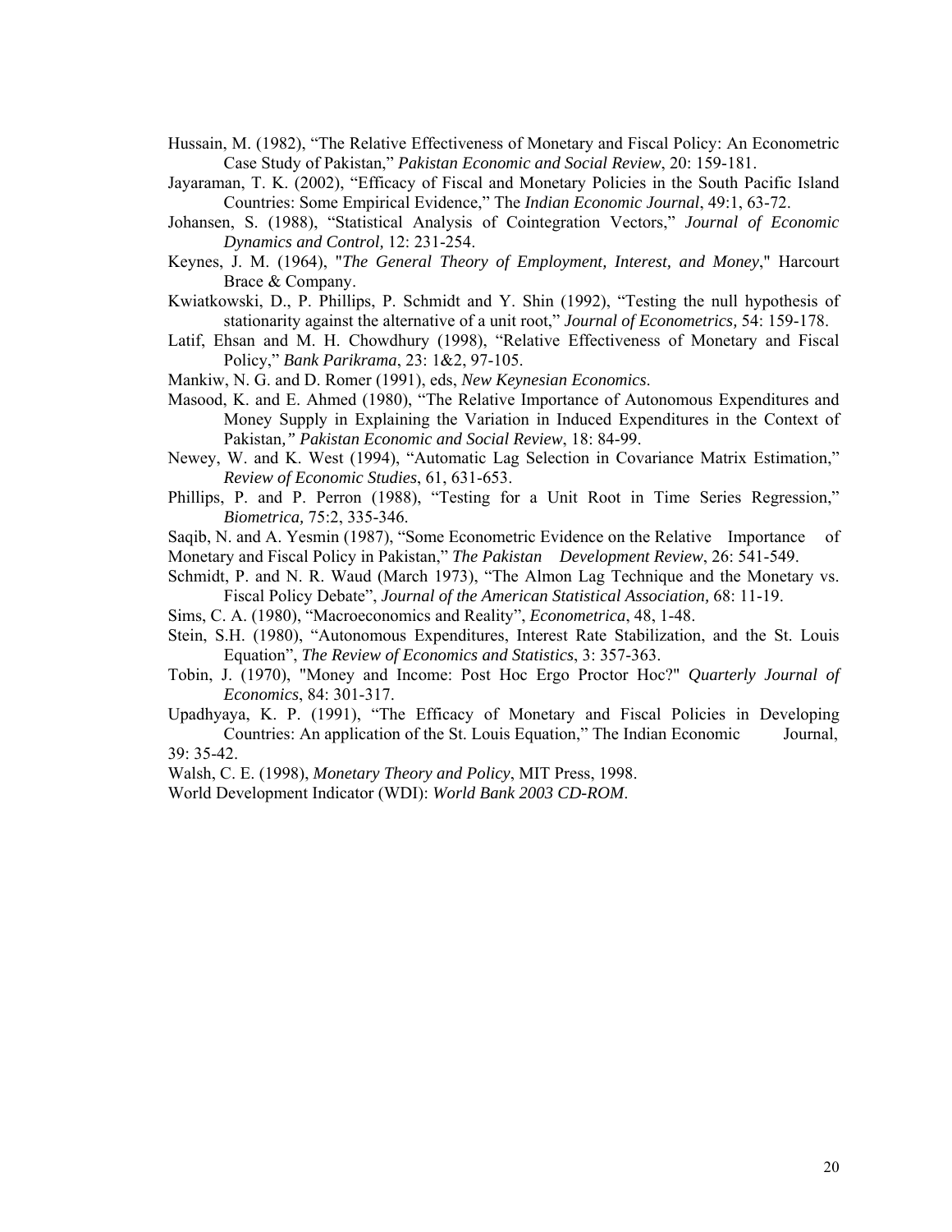Hussain, M. (1982), "The Relative Effectiveness of Monetary and Fiscal Policy: An Econometric Case Study of Pakistan," *Pakistan Economic and Social Review*, 20: 159-181.

Jayaraman, T. K. (2002), "Efficacy of Fiscal and Monetary Policies in the South Pacific Island Countries: Some Empirical Evidence," The *Indian Economic Journal*, 49:1, 63-72.

Johansen, S. (1988), "Statistical Analysis of Cointegration Vectors," *Journal of Economic Dynamics and Control,* 12: 231-254.

Keynes, J. M. (1964), "*The General Theory of Employment, Interest, and Money*," Harcourt Brace & Company.

Kwiatkowski, D., P. Phillips, P. Schmidt and Y. Shin (1992), "Testing the null hypothesis of stationarity against the alternative of a unit root," *Journal of Econometrics,* 54: 159-178.

Latif, Ehsan and M. H. Chowdhury (1998), "Relative Effectiveness of Monetary and Fiscal Policy," *Bank Parikrama*, 23: 1&2, 97-105.

Mankiw, N. G. and D. Romer (1991), eds, *New Keynesian Economics*.

Masood, K. and E. Ahmed (1980), "The Relative Importance of Autonomous Expenditures and Money Supply in Explaining the Variation in Induced Expenditures in the Context of Pakistan*," Pakistan Economic and Social Review*, 18: 84-99.

Newey, W. and K. West (1994), "Automatic Lag Selection in Covariance Matrix Estimation," *Review of Economic Studies*, 61, 631-653.

Phillips, P. and P. Perron (1988), "Testing for a Unit Root in Time Series Regression," *Biometrica,* 75:2, 335-346.

Saqib, N. and A. Yesmin (1987), "Some Econometric Evidence on the Relative Importance of Monetary and Fiscal Policy in Pakistan," *The Pakistan Development Review*, 26: 541-549.

Schmidt, P. and N. R. Waud (March 1973), "The Almon Lag Technique and the Monetary vs. Fiscal Policy Debate", *Journal of the American Statistical Association,* 68: 11-19.

Sims, C. A. (1980), "Macroeconomics and Reality", *Econometrica*, 48, 1-48.

Stein, S.H. (1980), "Autonomous Expenditures, Interest Rate Stabilization, and the St. Louis Equation", *The Review of Economics and Statistics*, 3: 357-363.

Tobin, J. (1970), "Money and Income: Post Hoc Ergo Proctor Hoc?" *Quarterly Journal of Economics*, 84: 301-317.

Upadhyaya, K. P. (1991), "The Efficacy of Monetary and Fiscal Policies in Developing Countries: An application of the St. Louis Equation," The Indian Economic Journal, 39: 35-42.

Walsh, C. E. (1998), *Monetary Theory and Policy*, MIT Press, 1998.

World Development Indicator (WDI): *World Bank 2003 CD-ROM*.